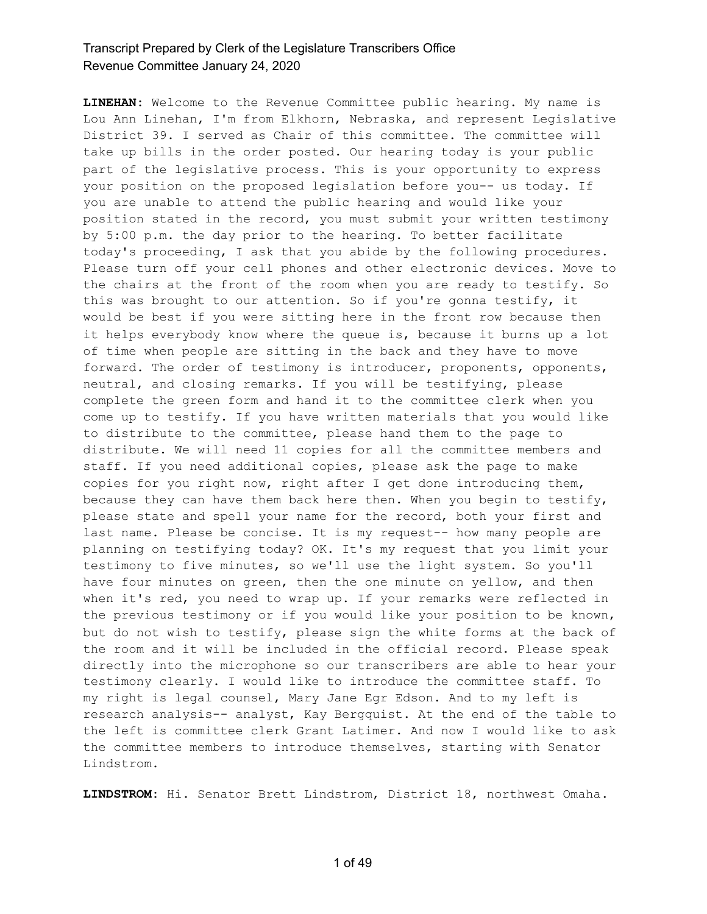**LINEHAN:** Welcome to the Revenue Committee public hearing. My name is Lou Ann Linehan, I'm from Elkhorn, Nebraska, and represent Legislative District 39. I served as Chair of this committee. The committee will take up bills in the order posted. Our hearing today is your public part of the legislative process. This is your opportunity to express your position on the proposed legislation before you-- us today. If you are unable to attend the public hearing and would like your position stated in the record, you must submit your written testimony by 5:00 p.m. the day prior to the hearing. To better facilitate today's proceeding, I ask that you abide by the following procedures. Please turn off your cell phones and other electronic devices. Move to the chairs at the front of the room when you are ready to testify. So this was brought to our attention. So if you're gonna testify, it would be best if you were sitting here in the front row because then it helps everybody know where the queue is, because it burns up a lot of time when people are sitting in the back and they have to move forward. The order of testimony is introducer, proponents, opponents, neutral, and closing remarks. If you will be testifying, please complete the green form and hand it to the committee clerk when you come up to testify. If you have written materials that you would like to distribute to the committee, please hand them to the page to distribute. We will need 11 copies for all the committee members and staff. If you need additional copies, please ask the page to make copies for you right now, right after I get done introducing them, because they can have them back here then. When you begin to testify, please state and spell your name for the record, both your first and last name. Please be concise. It is my request-- how many people are planning on testifying today? OK. It's my request that you limit your testimony to five minutes, so we'll use the light system. So you'll have four minutes on green, then the one minute on yellow, and then when it's red, you need to wrap up. If your remarks were reflected in the previous testimony or if you would like your position to be known, but do not wish to testify, please sign the white forms at the back of the room and it will be included in the official record. Please speak directly into the microphone so our transcribers are able to hear your testimony clearly. I would like to introduce the committee staff. To my right is legal counsel, Mary Jane Egr Edson. And to my left is research analysis-- analyst, Kay Bergquist. At the end of the table to the left is committee clerk Grant Latimer. And now I would like to ask the committee members to introduce themselves, starting with Senator Lindstrom.

**LINDSTROM:** Hi. Senator Brett Lindstrom, District 18, northwest Omaha.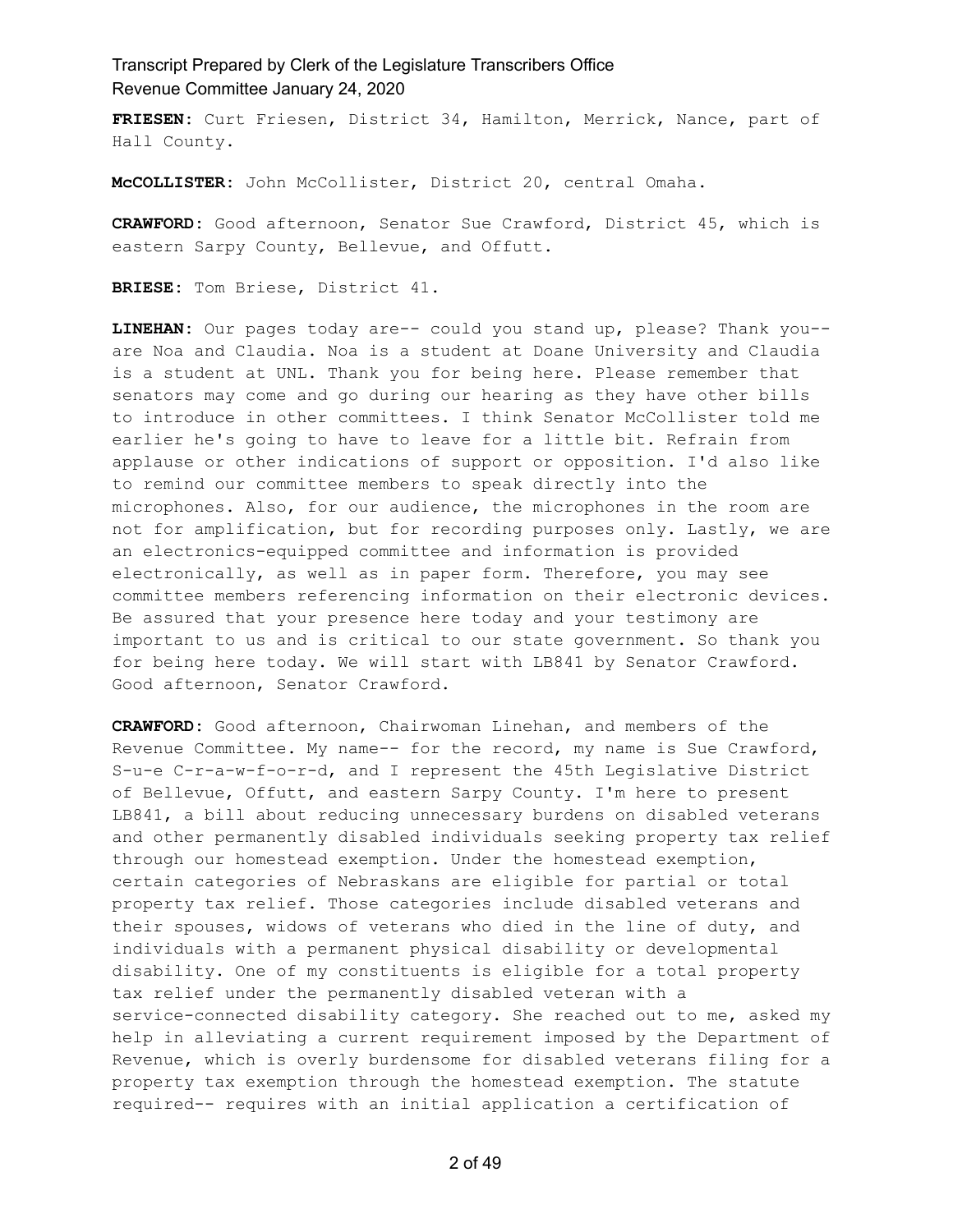**FRIESEN:** Curt Friesen, District 34, Hamilton, Merrick, Nance, part of Hall County.

**McCOLLISTER:** John McCollister, District 20, central Omaha.

**CRAWFORD:** Good afternoon, Senator Sue Crawford, District 45, which is eastern Sarpy County, Bellevue, and Offutt.

**BRIESE:** Tom Briese, District 41.

**LINEHAN:** Our pages today are-- could you stand up, please? Thank you-- are Noa and Claudia. Noa is a student at Doane University and Claudia is a student at UNL. Thank you for being here. Please remember that senators may come and go during our hearing as they have other bills to introduce in other committees. I think Senator McCollister told me earlier he's going to have to leave for a little bit. Refrain from applause or other indications of support or opposition. I'd also like to remind our committee members to speak directly into the microphones. Also, for our audience, the microphones in the room are not for amplification, but for recording purposes only. Lastly, we are an electronics-equipped committee and information is provided electronically, as well as in paper form. Therefore, you may see committee members referencing information on their electronic devices. Be assured that your presence here today and your testimony are important to us and is critical to our state government. So thank you for being here today. We will start with LB841 by Senator Crawford. Good afternoon, Senator Crawford.

**CRAWFORD:** Good afternoon, Chairwoman Linehan, and members of the Revenue Committee. My name-- for the record, my name is Sue Crawford, S-u-e C-r-a-w-f-o-r-d, and I represent the 45th Legislative District of Bellevue, Offutt, and eastern Sarpy County. I'm here to present LB841, a bill about reducing unnecessary burdens on disabled veterans and other permanently disabled individuals seeking property tax relief through our homestead exemption. Under the homestead exemption, certain categories of Nebraskans are eligible for partial or total property tax relief. Those categories include disabled veterans and their spouses, widows of veterans who died in the line of duty, and individuals with a permanent physical disability or developmental disability. One of my constituents is eligible for a total property tax relief under the permanently disabled veteran with a service-connected disability category. She reached out to me, asked my help in alleviating a current requirement imposed by the Department of Revenue, which is overly burdensome for disabled veterans filing for a property tax exemption through the homestead exemption. The statute required-- requires with an initial application a certification of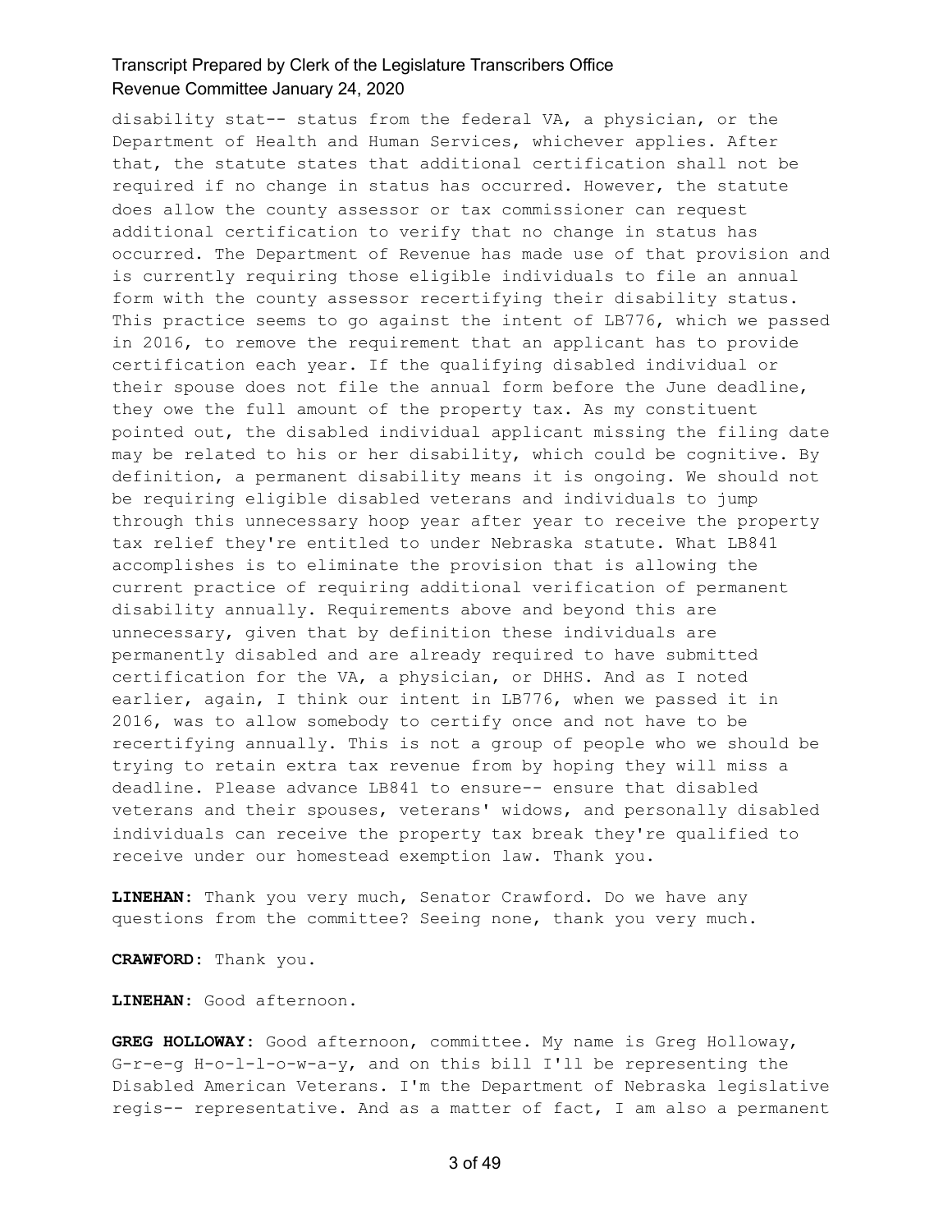disability stat-- status from the federal VA, a physician, or the Department of Health and Human Services, whichever applies. After that, the statute states that additional certification shall not be required if no change in status has occurred. However, the statute does allow the county assessor or tax commissioner can request additional certification to verify that no change in status has occurred. The Department of Revenue has made use of that provision and is currently requiring those eligible individuals to file an annual form with the county assessor recertifying their disability status. This practice seems to go against the intent of LB776, which we passed in 2016, to remove the requirement that an applicant has to provide certification each year. If the qualifying disabled individual or their spouse does not file the annual form before the June deadline, they owe the full amount of the property tax. As my constituent pointed out, the disabled individual applicant missing the filing date may be related to his or her disability, which could be cognitive. By definition, a permanent disability means it is ongoing. We should not be requiring eligible disabled veterans and individuals to jump through this unnecessary hoop year after year to receive the property tax relief they're entitled to under Nebraska statute. What LB841 accomplishes is to eliminate the provision that is allowing the current practice of requiring additional verification of permanent disability annually. Requirements above and beyond this are unnecessary, given that by definition these individuals are permanently disabled and are already required to have submitted certification for the VA, a physician, or DHHS. And as I noted earlier, again, I think our intent in LB776, when we passed it in 2016, was to allow somebody to certify once and not have to be recertifying annually. This is not a group of people who we should be trying to retain extra tax revenue from by hoping they will miss a deadline. Please advance LB841 to ensure-- ensure that disabled veterans and their spouses, veterans' widows, and personally disabled individuals can receive the property tax break they're qualified to receive under our homestead exemption law. Thank you.

**LINEHAN:** Thank you very much, Senator Crawford. Do we have any questions from the committee? Seeing none, thank you very much.

**CRAWFORD:** Thank you.

**LINEHAN:** Good afternoon.

**GREG HOLLOWAY:** Good afternoon, committee. My name is Greg Holloway, G-r-e-g H-o-l-l-o-w-a-y, and on this bill I'll be representing the Disabled American Veterans. I'm the Department of Nebraska legislative regis-- representative. And as a matter of fact, I am also a permanent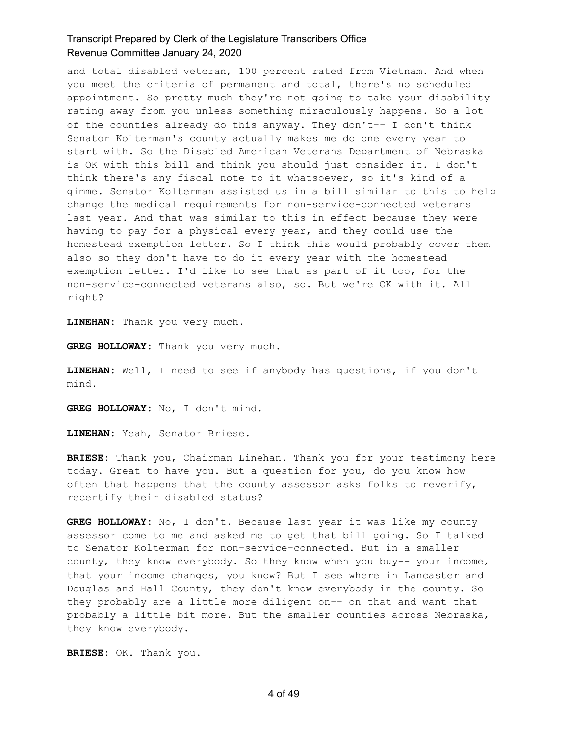and total disabled veteran, 100 percent rated from Vietnam. And when you meet the criteria of permanent and total, there's no scheduled appointment. So pretty much they're not going to take your disability rating away from you unless something miraculously happens. So a lot of the counties already do this anyway. They don't-- I don't think Senator Kolterman's county actually makes me do one every year to start with. So the Disabled American Veterans Department of Nebraska is OK with this bill and think you should just consider it. I don't think there's any fiscal note to it whatsoever, so it's kind of a gimme. Senator Kolterman assisted us in a bill similar to this to help change the medical requirements for non-service-connected veterans last year. And that was similar to this in effect because they were having to pay for a physical every year, and they could use the homestead exemption letter. So I think this would probably cover them also so they don't have to do it every year with the homestead exemption letter. I'd like to see that as part of it too, for the non-service-connected veterans also, so. But we're OK with it. All right?

**LINEHAN:** Thank you very much.

**GREG HOLLOWAY:** Thank you very much.

**LINEHAN:** Well, I need to see if anybody has questions, if you don't mind.

**GREG HOLLOWAY:** No, I don't mind.

**LINEHAN:** Yeah, Senator Briese.

**BRIESE:** Thank you, Chairman Linehan. Thank you for your testimony here today. Great to have you. But a question for you, do you know how often that happens that the county assessor asks folks to reverify, recertify their disabled status?

**GREG HOLLOWAY:** No, I don't. Because last year it was like my county assessor come to me and asked me to get that bill going. So I talked to Senator Kolterman for non-service-connected. But in a smaller county, they know everybody. So they know when you buy-- your income, that your income changes, you know? But I see where in Lancaster and Douglas and Hall County, they don't know everybody in the county. So they probably are a little more diligent on-- on that and want that probably a little bit more. But the smaller counties across Nebraska, they know everybody.

**BRIESE:** OK. Thank you.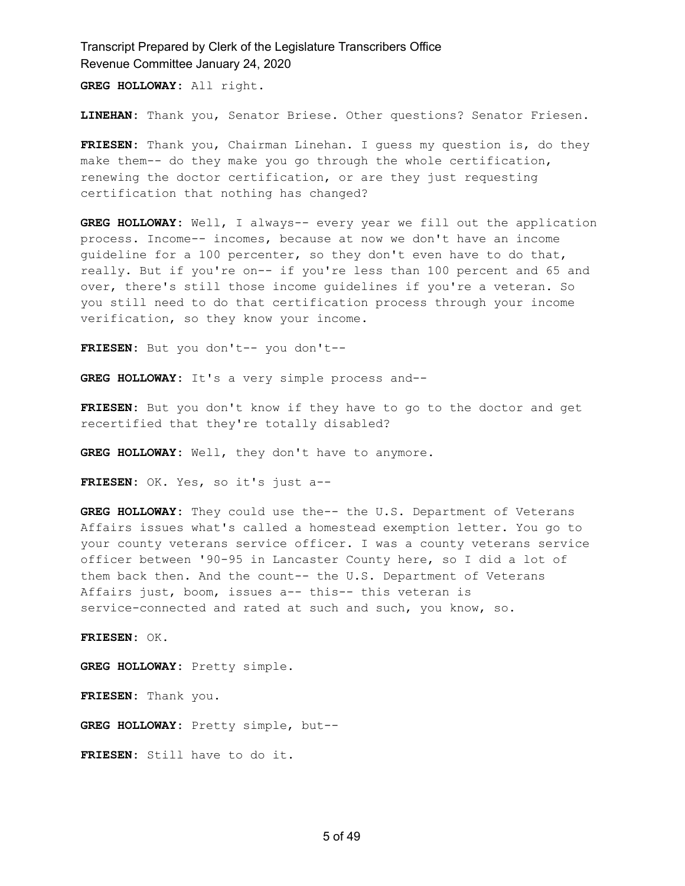**GREG HOLLOWAY:** All right.

**LINEHAN:** Thank you, Senator Briese. Other questions? Senator Friesen.

**FRIESEN:** Thank you, Chairman Linehan. I guess my question is, do they make them-- do they make you go through the whole certification, renewing the doctor certification, or are they just requesting certification that nothing has changed?

**GREG HOLLOWAY:** Well, I always-- every year we fill out the application process. Income-- incomes, because at now we don't have an income guideline for a 100 percenter, so they don't even have to do that, really. But if you're on-- if you're less than 100 percent and 65 and over, there's still those income guidelines if you're a veteran. So you still need to do that certification process through your income verification, so they know your income.

**FRIESEN:** But you don't-- you don't--

**GREG HOLLOWAY:** It's a very simple process and--

**FRIESEN:** But you don't know if they have to go to the doctor and get recertified that they're totally disabled?

**GREG HOLLOWAY:** Well, they don't have to anymore.

**FRIESEN:** OK. Yes, so it's just a--

**GREG HOLLOWAY:** They could use the-- the U.S. Department of Veterans Affairs issues what's called a homestead exemption letter. You go to your county veterans service officer. I was a county veterans service officer between '90-95 in Lancaster County here, so I did a lot of them back then. And the count-- the U.S. Department of Veterans Affairs just, boom, issues a-- this-- this veteran is service-connected and rated at such and such, you know, so.

**FRIESEN:** OK.

**GREG HOLLOWAY:** Pretty simple.

**FRIESEN:** Thank you.

**GREG HOLLOWAY:** Pretty simple, but--

**FRIESEN:** Still have to do it.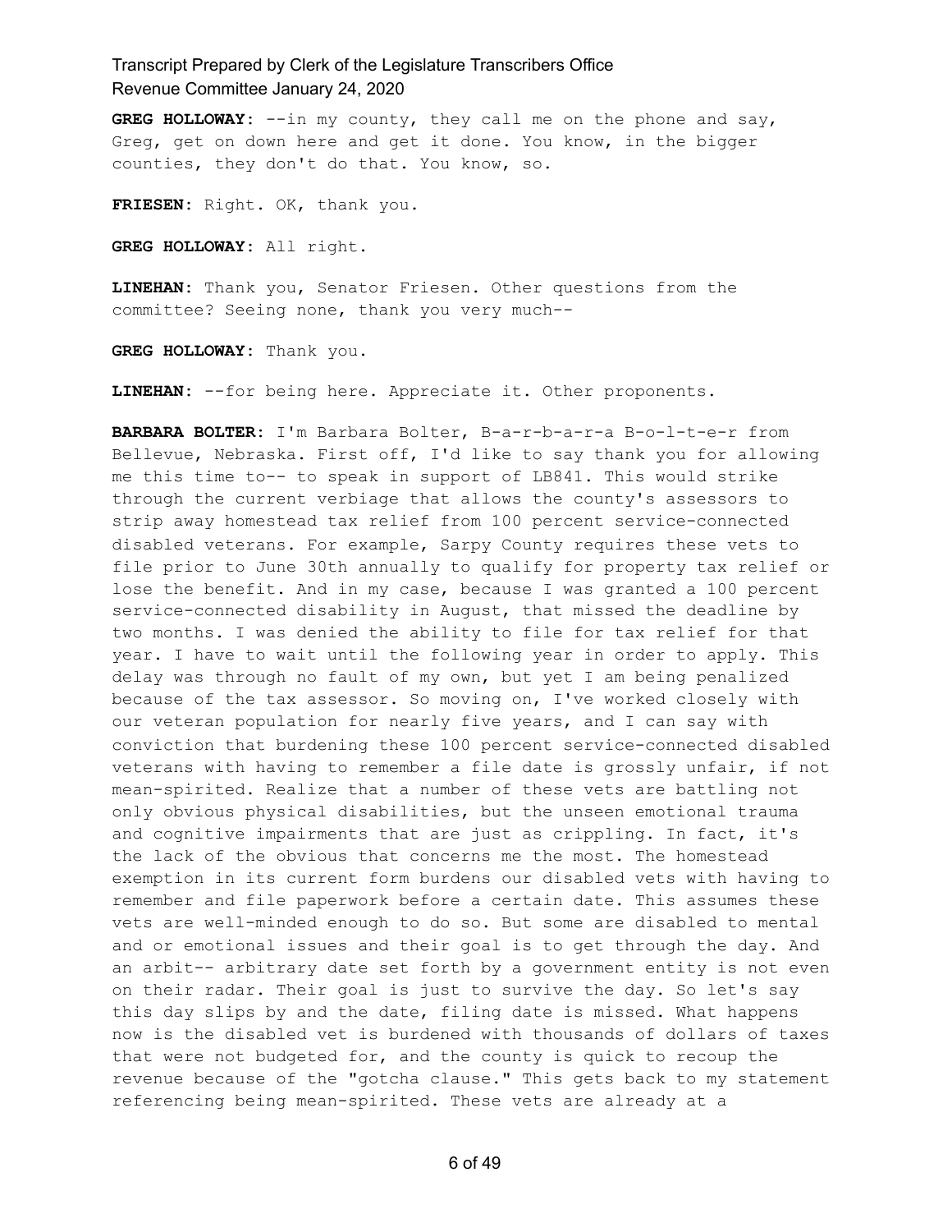**GREG HOLLOWAY:** --in my county, they call me on the phone and say, Greg, get on down here and get it done. You know, in the bigger counties, they don't do that. You know, so.

**FRIESEN:** Right. OK, thank you.

**GREG HOLLOWAY:** All right.

**LINEHAN:** Thank you, Senator Friesen. Other questions from the committee? Seeing none, thank you very much--

**GREG HOLLOWAY:** Thank you.

**LINEHAN:** --for being here. Appreciate it. Other proponents.

**BARBARA BOLTER:** I'm Barbara Bolter, B-a-r-b-a-r-a B-o-l-t-e-r from Bellevue, Nebraska. First off, I'd like to say thank you for allowing me this time to-- to speak in support of LB841. This would strike through the current verbiage that allows the county's assessors to strip away homestead tax relief from 100 percent service-connected disabled veterans. For example, Sarpy County requires these vets to file prior to June 30th annually to qualify for property tax relief or lose the benefit. And in my case, because I was granted a 100 percent service-connected disability in August, that missed the deadline by two months. I was denied the ability to file for tax relief for that year. I have to wait until the following year in order to apply. This delay was through no fault of my own, but yet I am being penalized because of the tax assessor. So moving on, I've worked closely with our veteran population for nearly five years, and I can say with conviction that burdening these 100 percent service-connected disabled veterans with having to remember a file date is grossly unfair, if not mean-spirited. Realize that a number of these vets are battling not only obvious physical disabilities, but the unseen emotional trauma and cognitive impairments that are just as crippling. In fact, it's the lack of the obvious that concerns me the most. The homestead exemption in its current form burdens our disabled vets with having to remember and file paperwork before a certain date. This assumes these vets are well-minded enough to do so. But some are disabled to mental and or emotional issues and their goal is to get through the day. And an arbit-- arbitrary date set forth by a government entity is not even on their radar. Their goal is just to survive the day. So let's say this day slips by and the date, filing date is missed. What happens now is the disabled vet is burdened with thousands of dollars of taxes that were not budgeted for, and the county is quick to recoup the revenue because of the "gotcha clause." This gets back to my statement referencing being mean-spirited. These vets are already at a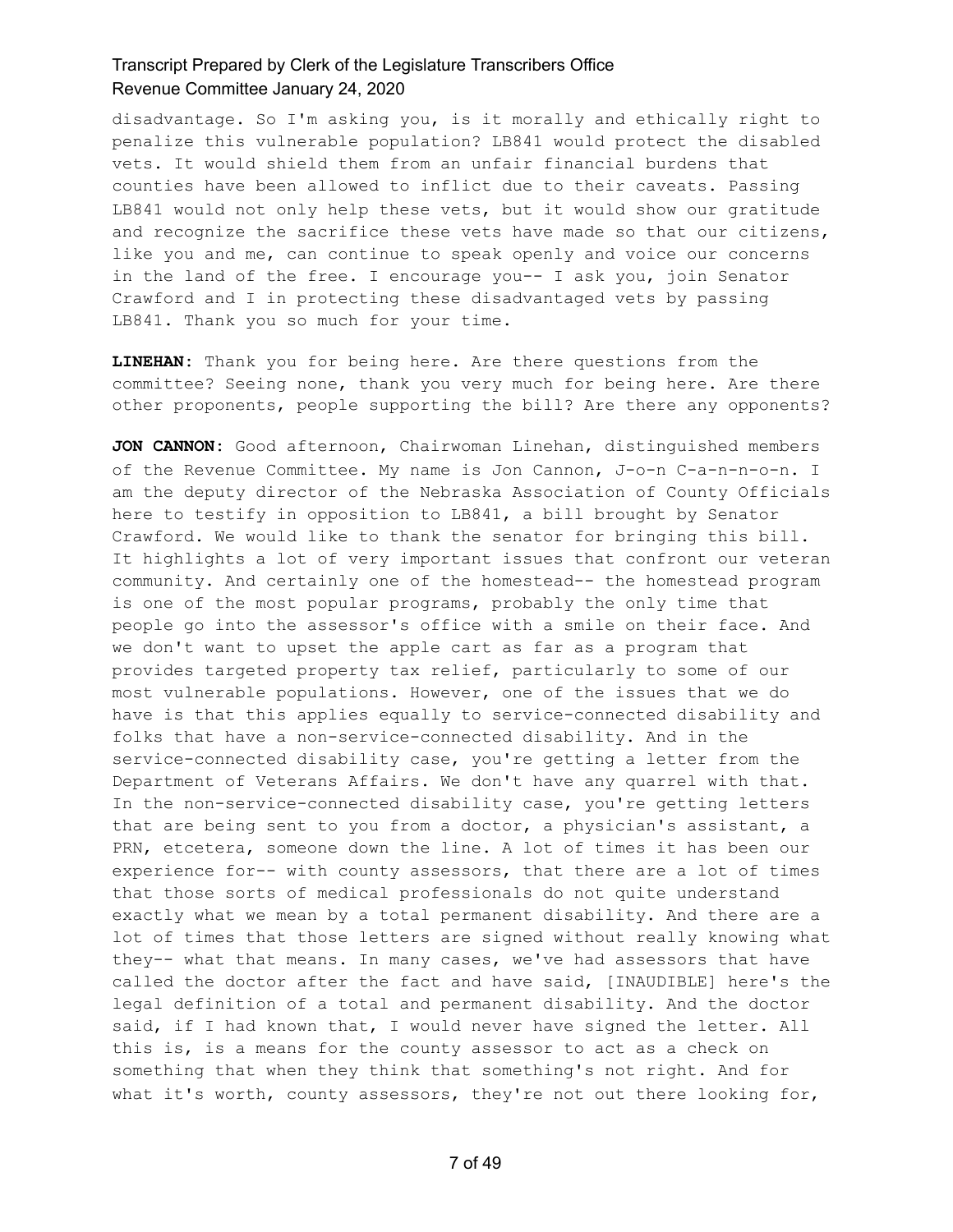disadvantage. So I'm asking you, is it morally and ethically right to penalize this vulnerable population? LB841 would protect the disabled vets. It would shield them from an unfair financial burdens that counties have been allowed to inflict due to their caveats. Passing LB841 would not only help these vets, but it would show our gratitude and recognize the sacrifice these vets have made so that our citizens, like you and me, can continue to speak openly and voice our concerns in the land of the free. I encourage you-- I ask you, join Senator Crawford and I in protecting these disadvantaged vets by passing LB841. Thank you so much for your time.

**LINEHAN:** Thank you for being here. Are there questions from the committee? Seeing none, thank you very much for being here. Are there other proponents, people supporting the bill? Are there any opponents?

**JON CANNON:** Good afternoon, Chairwoman Linehan, distinguished members of the Revenue Committee. My name is Jon Cannon, J-o-n C-a-n-n-o-n. I am the deputy director of the Nebraska Association of County Officials here to testify in opposition to LB841, a bill brought by Senator Crawford. We would like to thank the senator for bringing this bill. It highlights a lot of very important issues that confront our veteran community. And certainly one of the homestead-- the homestead program is one of the most popular programs, probably the only time that people go into the assessor's office with a smile on their face. And we don't want to upset the apple cart as far as a program that provides targeted property tax relief, particularly to some of our most vulnerable populations. However, one of the issues that we do have is that this applies equally to service-connected disability and folks that have a non-service-connected disability. And in the service-connected disability case, you're getting a letter from the Department of Veterans Affairs. We don't have any quarrel with that. In the non-service-connected disability case, you're getting letters that are being sent to you from a doctor, a physician's assistant, a PRN, etcetera, someone down the line. A lot of times it has been our experience for-- with county assessors, that there are a lot of times that those sorts of medical professionals do not quite understand exactly what we mean by a total permanent disability. And there are a lot of times that those letters are signed without really knowing what they-- what that means. In many cases, we've had assessors that have called the doctor after the fact and have said, [INAUDIBLE] here's the legal definition of a total and permanent disability. And the doctor said, if I had known that, I would never have signed the letter. All this is, is a means for the county assessor to act as a check on something that when they think that something's not right. And for what it's worth, county assessors, they're not out there looking for,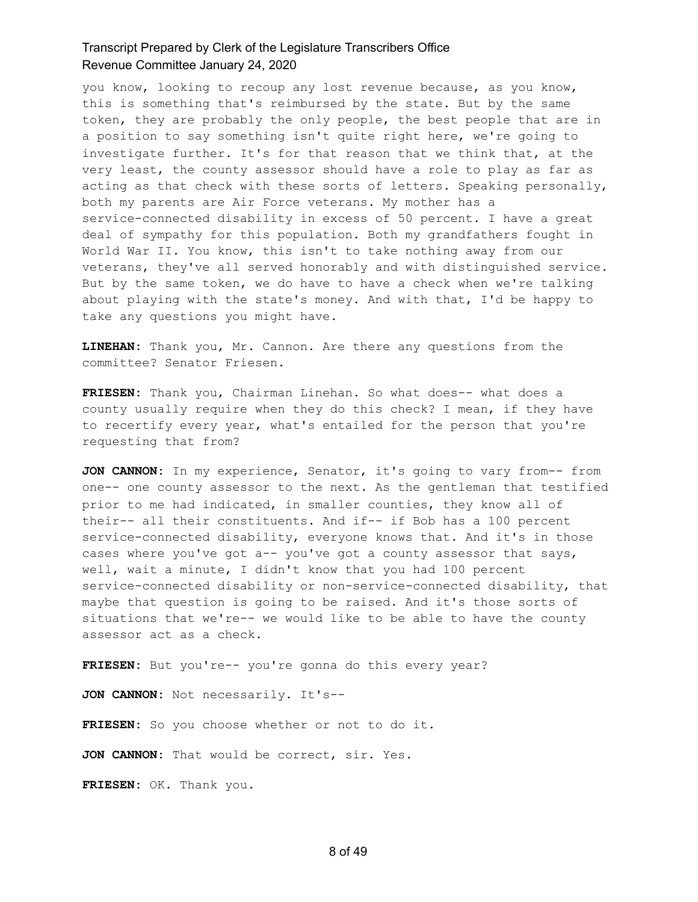you know, looking to recoup any lost revenue because, as you know, this is something that's reimbursed by the state. But by the same token, they are probably the only people, the best people that are in a position to say something isn't quite right here, we're going to investigate further. It's for that reason that we think that, at the very least, the county assessor should have a role to play as far as acting as that check with these sorts of letters. Speaking personally, both my parents are Air Force veterans. My mother has a service-connected disability in excess of 50 percent. I have a great deal of sympathy for this population. Both my grandfathers fought in World War II. You know, this isn't to take nothing away from our veterans, they've all served honorably and with distinguished service. But by the same token, we do have to have a check when we're talking about playing with the state's money. And with that, I'd be happy to take any questions you might have.

**LINEHAN:** Thank you, Mr. Cannon. Are there any questions from the committee? Senator Friesen.

**FRIESEN:** Thank you, Chairman Linehan. So what does-- what does a county usually require when they do this check? I mean, if they have to recertify every year, what's entailed for the person that you're requesting that from?

**JON CANNON:** In my experience, Senator, it's going to vary from-- from one-- one county assessor to the next. As the gentleman that testified prior to me had indicated, in smaller counties, they know all of their-- all their constituents. And if-- if Bob has a 100 percent service-connected disability, everyone knows that. And it's in those cases where you've got a-- you've got a county assessor that says, well, wait a minute, I didn't know that you had 100 percent service-connected disability or non-service-connected disability, that maybe that question is going to be raised. And it's those sorts of situations that we're-- we would like to be able to have the county assessor act as a check.

**FRIESEN:** But you're-- you're gonna do this every year?

**JON CANNON:** Not necessarily. It's--

**FRIESEN:** So you choose whether or not to do it.

**JON CANNON:** That would be correct, sir. Yes.

**FRIESEN:** OK. Thank you.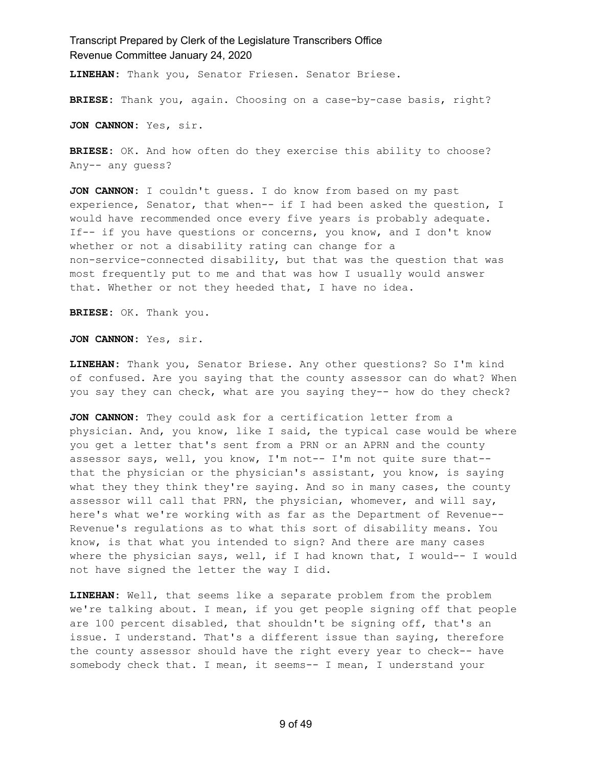**LINEHAN:** Thank you, Senator Friesen. Senator Briese.

**BRIESE:** Thank you, again. Choosing on a case-by-case basis, right?

**JON CANNON:** Yes, sir.

**BRIESE:** OK. And how often do they exercise this ability to choose? Any-- any guess?

**JON CANNON:** I couldn't guess. I do know from based on my past experience, Senator, that when-- if I had been asked the question, I would have recommended once every five years is probably adequate. If-- if you have questions or concerns, you know, and I don't know whether or not a disability rating can change for a non-service-connected disability, but that was the question that was most frequently put to me and that was how I usually would answer that. Whether or not they heeded that, I have no idea.

**BRIESE:** OK. Thank you.

**JON CANNON:** Yes, sir.

**LINEHAN:** Thank you, Senator Briese. Any other questions? So I'm kind of confused. Are you saying that the county assessor can do what? When you say they can check, what are you saying they-- how do they check?

**JON CANNON:** They could ask for a certification letter from a physician. And, you know, like I said, the typical case would be where you get a letter that's sent from a PRN or an APRN and the county assessor says, well, you know, I'm not-- I'm not quite sure that-- that the physician or the physician's assistant, you know, is saying what they they think they're saying. And so in many cases, the county assessor will call that PRN, the physician, whomever, and will say, here's what we're working with as far as the Department of Revenue-- Revenue's regulations as to what this sort of disability means. You know, is that what you intended to sign? And there are many cases where the physician says, well, if I had known that, I would-- I would not have signed the letter the way I did.

**LINEHAN:** Well, that seems like a separate problem from the problem we're talking about. I mean, if you get people signing off that people are 100 percent disabled, that shouldn't be signing off, that's an issue. I understand. That's a different issue than saying, therefore the county assessor should have the right every year to check-- have somebody check that. I mean, it seems-- I mean, I understand your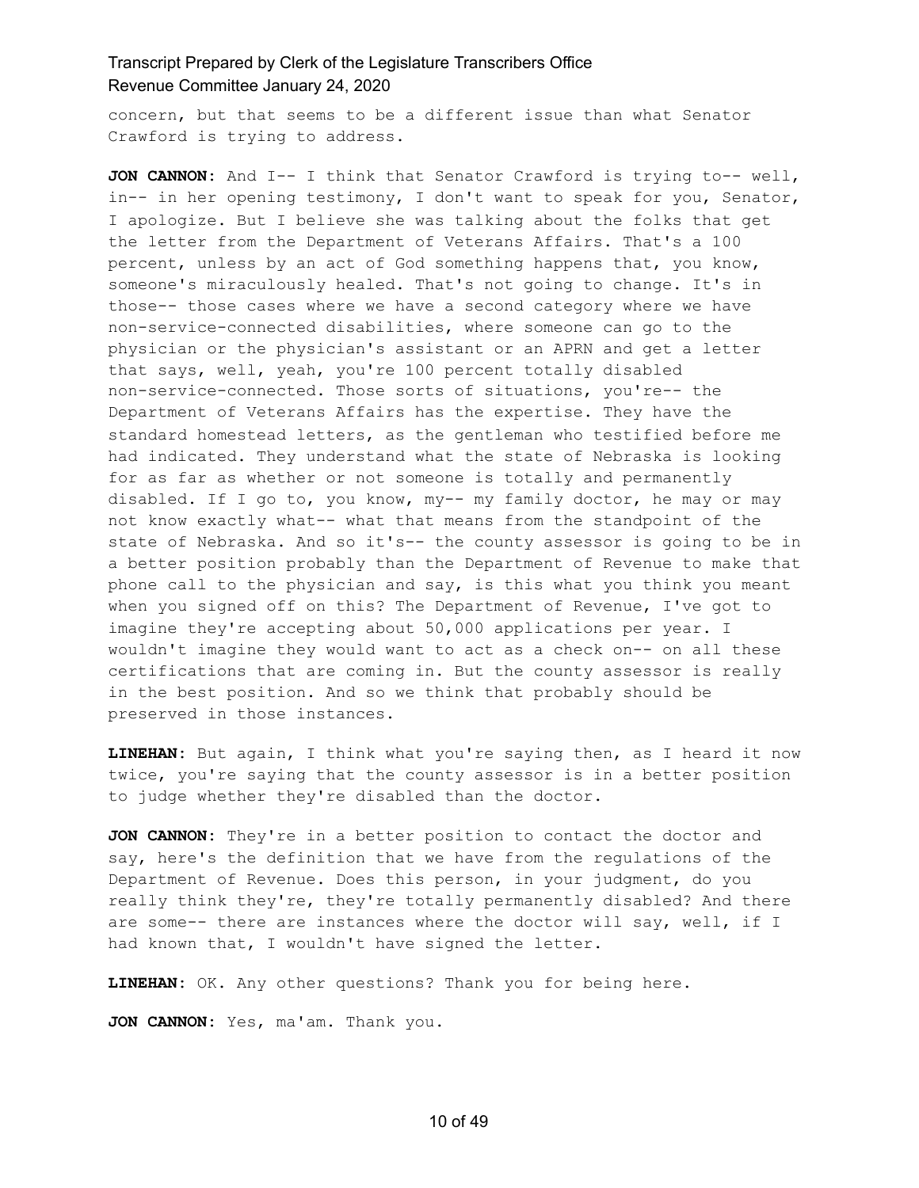concern, but that seems to be a different issue than what Senator Crawford is trying to address.

**JON CANNON:** And I-- I think that Senator Crawford is trying to-- well, in-- in her opening testimony, I don't want to speak for you, Senator, I apologize. But I believe she was talking about the folks that get the letter from the Department of Veterans Affairs. That's a 100 percent, unless by an act of God something happens that, you know, someone's miraculously healed. That's not going to change. It's in those-- those cases where we have a second category where we have non-service-connected disabilities, where someone can go to the physician or the physician's assistant or an APRN and get a letter that says, well, yeah, you're 100 percent totally disabled non-service-connected. Those sorts of situations, you're-- the Department of Veterans Affairs has the expertise. They have the standard homestead letters, as the gentleman who testified before me had indicated. They understand what the state of Nebraska is looking for as far as whether or not someone is totally and permanently disabled. If I go to, you know, my-- my family doctor, he may or may not know exactly what-- what that means from the standpoint of the state of Nebraska. And so it's-- the county assessor is going to be in a better position probably than the Department of Revenue to make that phone call to the physician and say, is this what you think you meant when you signed off on this? The Department of Revenue, I've got to imagine they're accepting about 50,000 applications per year. I wouldn't imagine they would want to act as a check on-- on all these certifications that are coming in. But the county assessor is really in the best position. And so we think that probably should be preserved in those instances.

**LINEHAN:** But again, I think what you're saying then, as I heard it now twice, you're saying that the county assessor is in a better position to judge whether they're disabled than the doctor.

**JON CANNON:** They're in a better position to contact the doctor and say, here's the definition that we have from the regulations of the Department of Revenue. Does this person, in your judgment, do you really think they're, they're totally permanently disabled? And there are some-- there are instances where the doctor will say, well, if I had known that, I wouldn't have signed the letter.

**LINEHAN:** OK. Any other questions? Thank you for being here.

**JON CANNON:** Yes, ma'am. Thank you.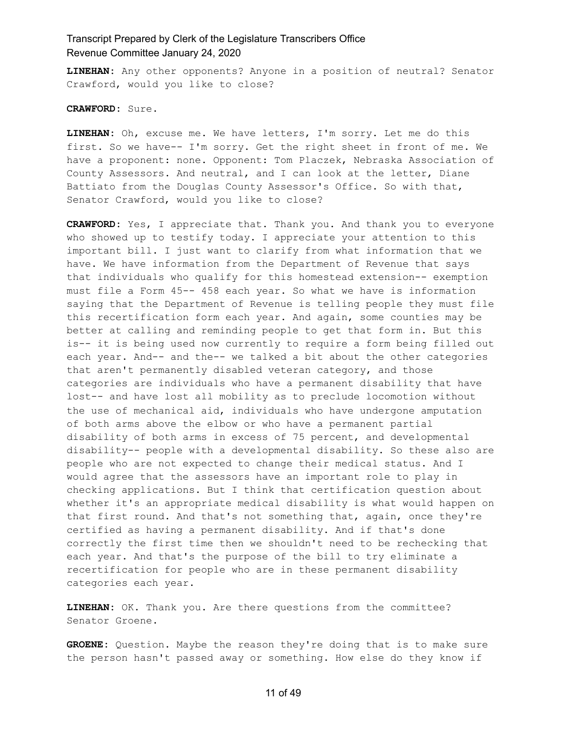**LINEHAN:** Any other opponents? Anyone in a position of neutral? Senator Crawford, would you like to close?

**CRAWFORD:** Sure.

**LINEHAN:** Oh, excuse me. We have letters, I'm sorry. Let me do this first. So we have-- I'm sorry. Get the right sheet in front of me. We have a proponent: none. Opponent: Tom Placzek, Nebraska Association of County Assessors. And neutral, and I can look at the letter, Diane Battiato from the Douglas County Assessor's Office. So with that, Senator Crawford, would you like to close?

**CRAWFORD:** Yes, I appreciate that. Thank you. And thank you to everyone who showed up to testify today. I appreciate your attention to this important bill. I just want to clarify from what information that we have. We have information from the Department of Revenue that says that individuals who qualify for this homestead extension-- exemption must file a Form 45-- 458 each year. So what we have is information saying that the Department of Revenue is telling people they must file this recertification form each year. And again, some counties may be better at calling and reminding people to get that form in. But this is-- it is being used now currently to require a form being filled out each year. And-- and the-- we talked a bit about the other categories that aren't permanently disabled veteran category, and those categories are individuals who have a permanent disability that have lost-- and have lost all mobility as to preclude locomotion without the use of mechanical aid, individuals who have undergone amputation of both arms above the elbow or who have a permanent partial disability of both arms in excess of 75 percent, and developmental disability-- people with a developmental disability. So these also are people who are not expected to change their medical status. And I would agree that the assessors have an important role to play in checking applications. But I think that certification question about whether it's an appropriate medical disability is what would happen on that first round. And that's not something that, again, once they're certified as having a permanent disability. And if that's done correctly the first time then we shouldn't need to be rechecking that each year. And that's the purpose of the bill to try eliminate a recertification for people who are in these permanent disability categories each year.

**LINEHAN:** OK. Thank you. Are there questions from the committee? Senator Groene.

**GROENE:** Question. Maybe the reason they're doing that is to make sure the person hasn't passed away or something. How else do they know if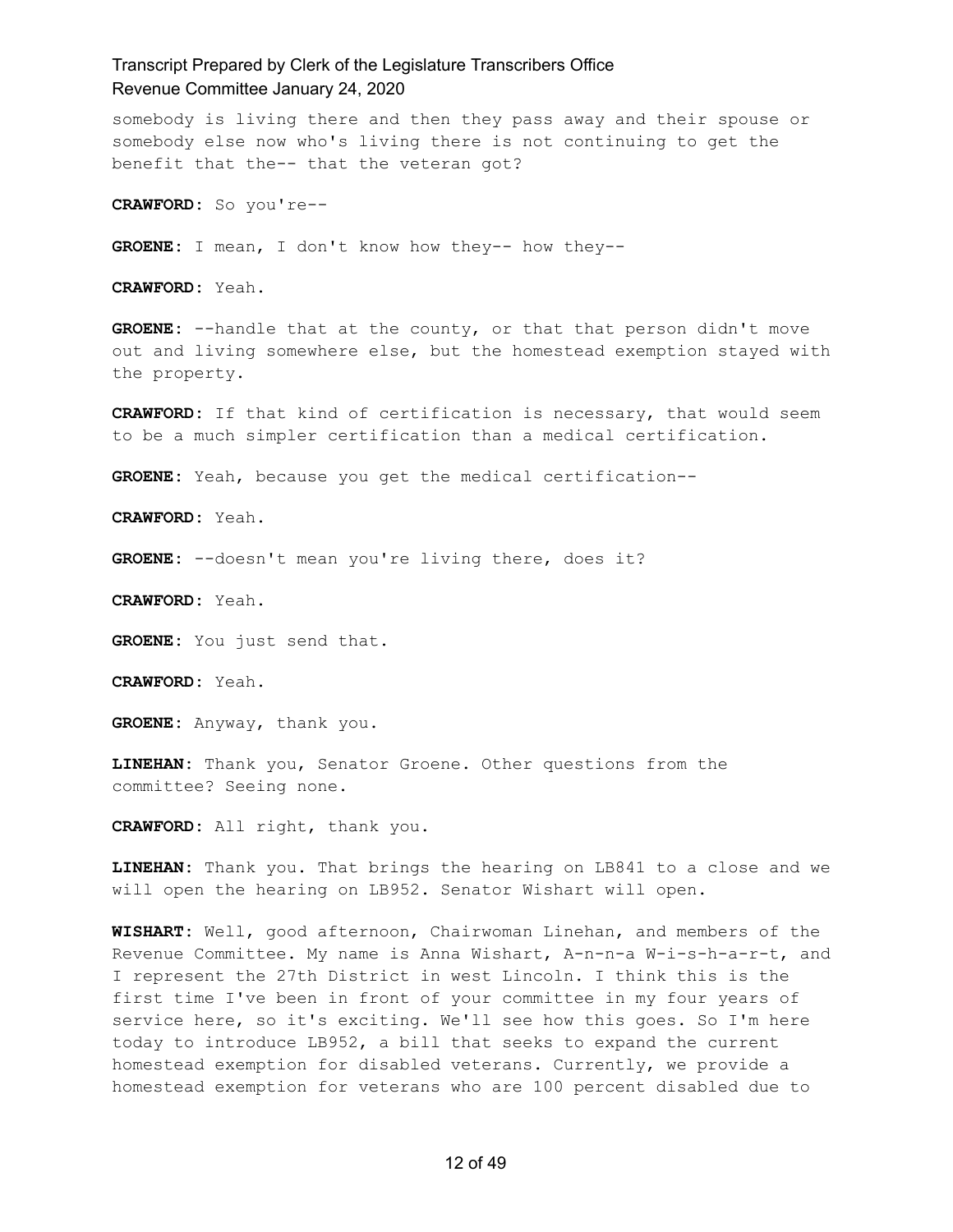somebody is living there and then they pass away and their spouse or somebody else now who's living there is not continuing to get the benefit that the-- that the veteran got?

**CRAWFORD:** So you're--

**GROENE:** I mean, I don't know how they-- how they--

**CRAWFORD:** Yeah.

**GROENE:** --handle that at the county, or that that person didn't move out and living somewhere else, but the homestead exemption stayed with the property.

**CRAWFORD:** If that kind of certification is necessary, that would seem to be a much simpler certification than a medical certification.

**GROENE:** Yeah, because you get the medical certification--

**CRAWFORD:** Yeah.

**GROENE:** --doesn't mean you're living there, does it?

**CRAWFORD:** Yeah.

**GROENE:** You just send that.

**CRAWFORD:** Yeah.

**GROENE:** Anyway, thank you.

**LINEHAN:** Thank you, Senator Groene. Other questions from the committee? Seeing none.

**CRAWFORD:** All right, thank you.

**LINEHAN:** Thank you. That brings the hearing on LB841 to a close and we will open the hearing on LB952. Senator Wishart will open.

**WISHART:** Well, good afternoon, Chairwoman Linehan, and members of the Revenue Committee. My name is Anna Wishart, A-n-n-a W-i-s-h-a-r-t, and I represent the 27th District in west Lincoln. I think this is the first time I've been in front of your committee in my four years of service here, so it's exciting. We'll see how this goes. So I'm here today to introduce LB952, a bill that seeks to expand the current homestead exemption for disabled veterans. Currently, we provide a homestead exemption for veterans who are 100 percent disabled due to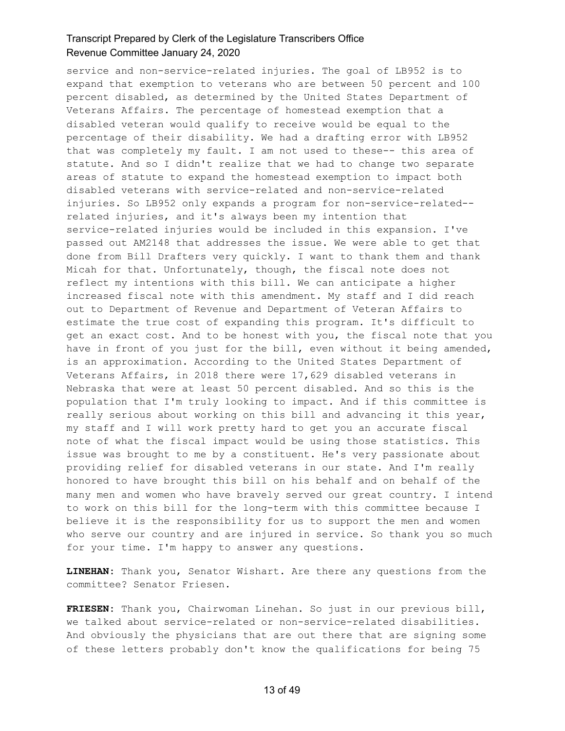service and non-service-related injuries. The goal of LB952 is to expand that exemption to veterans who are between 50 percent and 100 percent disabled, as determined by the United States Department of Veterans Affairs. The percentage of homestead exemption that a disabled veteran would qualify to receive would be equal to the percentage of their disability. We had a drafting error with LB952 that was completely my fault. I am not used to these-- this area of statute. And so I didn't realize that we had to change two separate areas of statute to expand the homestead exemption to impact both disabled veterans with service-related and non-service-related injuries. So LB952 only expands a program for non-service-related--related injuries, and it's always been my intention that service-related injuries would be included in this expansion. I've passed out AM2148 that addresses the issue. We were able to get that done from Bill Drafters very quickly. I want to thank them and thank Micah for that. Unfortunately, though, the fiscal note does not reflect my intentions with this bill. We can anticipate a higher increased fiscal note with this amendment. My staff and I did reach out to Department of Revenue and Department of Veteran Affairs to estimate the true cost of expanding this program. It's difficult to get an exact cost. And to be honest with you, the fiscal note that you have in front of you just for the bill, even without it being amended, is an approximation. According to the United States Department of Veterans Affairs, in 2018 there were 17,629 disabled veterans in Nebraska that were at least 50 percent disabled. And so this is the population that I'm truly looking to impact. And if this committee is really serious about working on this bill and advancing it this year, my staff and I will work pretty hard to get you an accurate fiscal note of what the fiscal impact would be using those statistics. This issue was brought to me by a constituent. He's very passionate about providing relief for disabled veterans in our state. And I'm really honored to have brought this bill on his behalf and on behalf of the many men and women who have bravely served our great country. I intend to work on this bill for the long-term with this committee because I believe it is the responsibility for us to support the men and women who serve our country and are injured in service. So thank you so much for your time. I'm happy to answer any questions.

**LINEHAN:** Thank you, Senator Wishart. Are there any questions from the committee? Senator Friesen.

**FRIESEN:** Thank you, Chairwoman Linehan. So just in our previous bill, we talked about service-related or non-service-related disabilities. And obviously the physicians that are out there that are signing some of these letters probably don't know the qualifications for being 75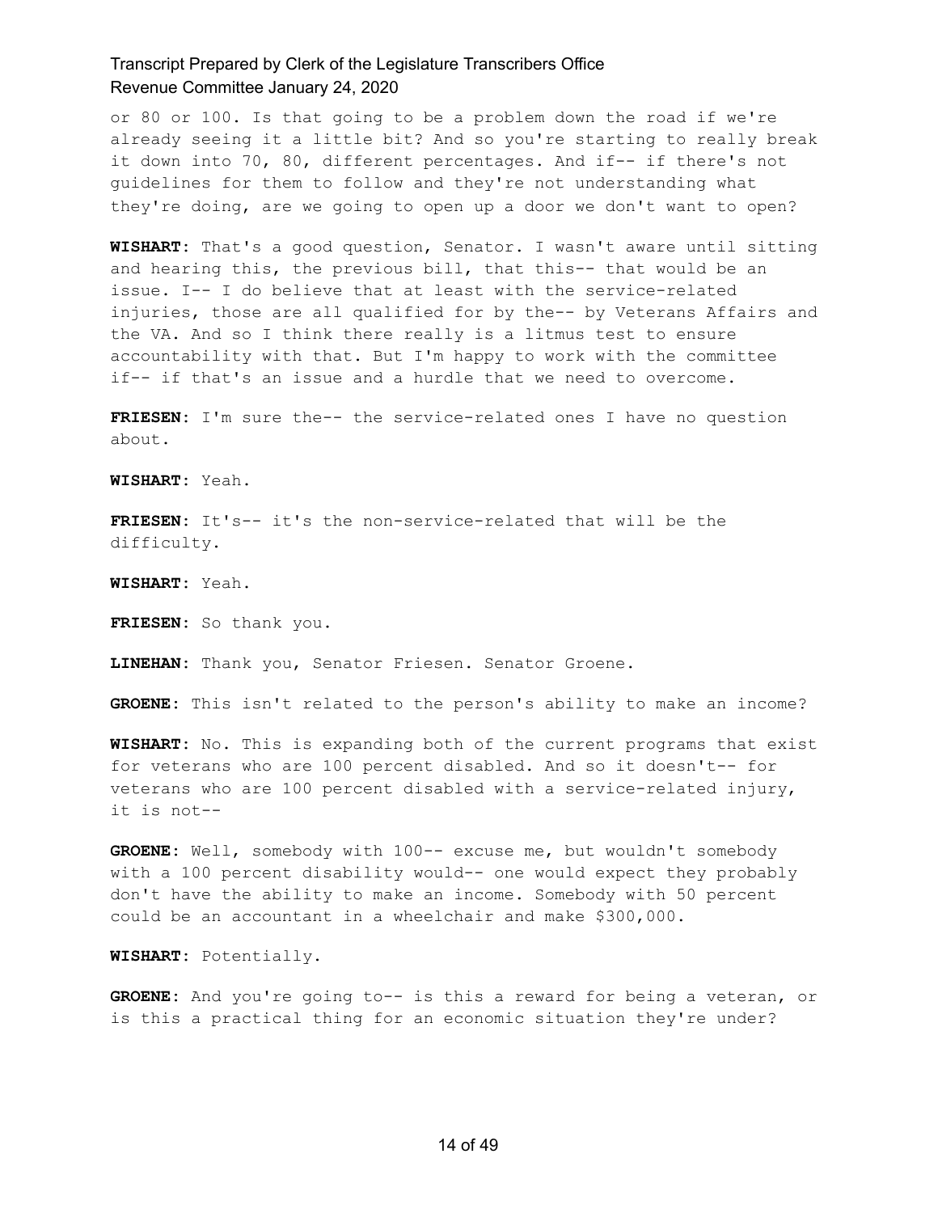or 80 or 100. Is that going to be a problem down the road if we're already seeing it a little bit? And so you're starting to really break it down into 70, 80, different percentages. And if-- if there's not guidelines for them to follow and they're not understanding what they're doing, are we going to open up a door we don't want to open?

**WISHART:** That's a good question, Senator. I wasn't aware until sitting and hearing this, the previous bill, that this-- that would be an issue. I-- I do believe that at least with the service-related injuries, those are all qualified for by the-- by Veterans Affairs and the VA. And so I think there really is a litmus test to ensure accountability with that. But I'm happy to work with the committee if-- if that's an issue and a hurdle that we need to overcome.

**FRIESEN:** I'm sure the-- the service-related ones I have no question about.

**WISHART:** Yeah.

**FRIESEN:** It's-- it's the non-service-related that will be the difficulty.

**WISHART:** Yeah.

**FRIESEN:** So thank you.

**LINEHAN:** Thank you, Senator Friesen. Senator Groene.

**GROENE:** This isn't related to the person's ability to make an income?

**WISHART:** No. This is expanding both of the current programs that exist for veterans who are 100 percent disabled. And so it doesn't-- for veterans who are 100 percent disabled with a service-related injury, it is not--

**GROENE:** Well, somebody with 100-- excuse me, but wouldn't somebody with a 100 percent disability would-- one would expect they probably don't have the ability to make an income. Somebody with 50 percent could be an accountant in a wheelchair and make $300,000.

**WISHART:** Potentially.

**GROENE:** And you're going to-- is this a reward for being a veteran, or is this a practical thing for an economic situation they're under?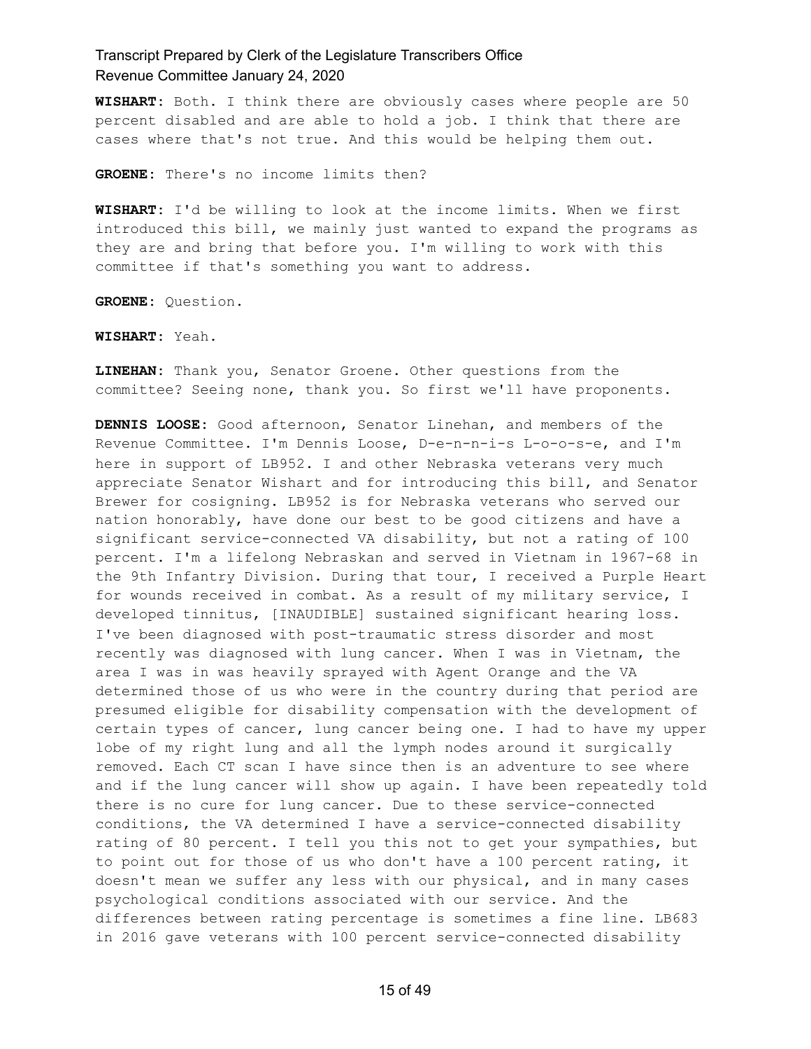**WISHART:** Both. I think there are obviously cases where people are 50 percent disabled and are able to hold a job. I think that there are cases where that's not true. And this would be helping them out.

**GROENE:** There's no income limits then?

**WISHART:** I'd be willing to look at the income limits. When we first introduced this bill, we mainly just wanted to expand the programs as they are and bring that before you. I'm willing to work with this committee if that's something you want to address.

**GROENE:** Question.

**WISHART:** Yeah.

**LINEHAN:** Thank you, Senator Groene. Other questions from the committee? Seeing none, thank you. So first we'll have proponents.

**DENNIS LOOSE:** Good afternoon, Senator Linehan, and members of the Revenue Committee. I'm Dennis Loose, D-e-n-n-i-s L-o-o-s-e, and I'm here in support of LB952. I and other Nebraska veterans very much appreciate Senator Wishart and for introducing this bill, and Senator Brewer for cosigning. LB952 is for Nebraska veterans who served our nation honorably, have done our best to be good citizens and have a significant service-connected VA disability, but not a rating of 100 percent. I'm a lifelong Nebraskan and served in Vietnam in 1967-68 in the 9th Infantry Division. During that tour, I received a Purple Heart for wounds received in combat. As a result of my military service, I developed tinnitus, [INAUDIBLE] sustained significant hearing loss. I've been diagnosed with post-traumatic stress disorder and most recently was diagnosed with lung cancer. When I was in Vietnam, the area I was in was heavily sprayed with Agent Orange and the VA determined those of us who were in the country during that period are presumed eligible for disability compensation with the development of certain types of cancer, lung cancer being one. I had to have my upper lobe of my right lung and all the lymph nodes around it surgically removed. Each CT scan I have since then is an adventure to see where and if the lung cancer will show up again. I have been repeatedly told there is no cure for lung cancer. Due to these service-connected conditions, the VA determined I have a service-connected disability rating of 80 percent. I tell you this not to get your sympathies, but to point out for those of us who don't have a 100 percent rating, it doesn't mean we suffer any less with our physical, and in many cases psychological conditions associated with our service. And the differences between rating percentage is sometimes a fine line. LB683 in 2016 gave veterans with 100 percent service-connected disability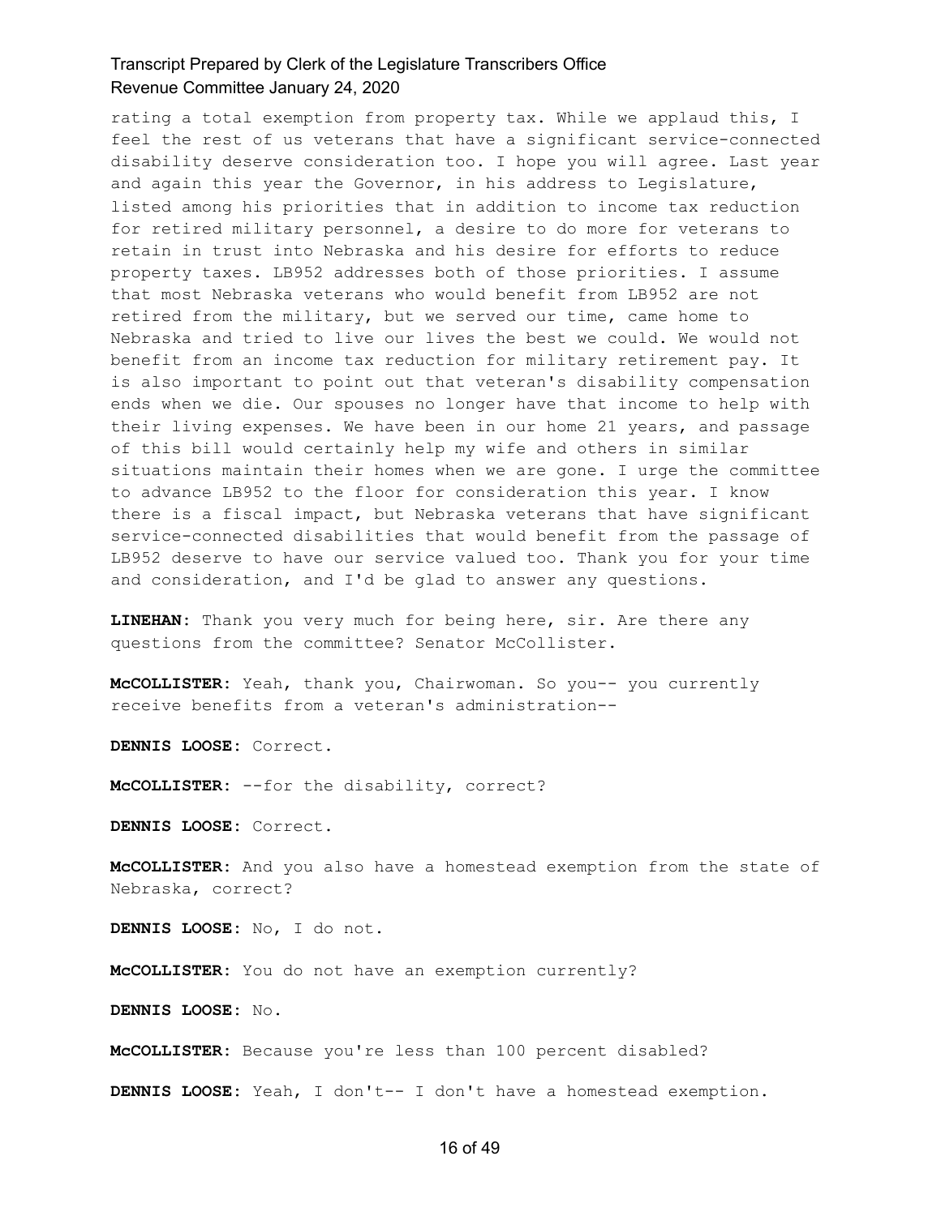rating a total exemption from property tax. While we applaud this, I feel the rest of us veterans that have a significant service-connected disability deserve consideration too. I hope you will agree. Last year and again this year the Governor, in his address to Legislature, listed among his priorities that in addition to income tax reduction for retired military personnel, a desire to do more for veterans to retain in trust into Nebraska and his desire for efforts to reduce property taxes. LB952 addresses both of those priorities. I assume that most Nebraska veterans who would benefit from LB952 are not retired from the military, but we served our time, came home to Nebraska and tried to live our lives the best we could. We would not benefit from an income tax reduction for military retirement pay. It is also important to point out that veteran's disability compensation ends when we die. Our spouses no longer have that income to help with their living expenses. We have been in our home 21 years, and passage of this bill would certainly help my wife and others in similar situations maintain their homes when we are gone. I urge the committee to advance LB952 to the floor for consideration this year. I know there is a fiscal impact, but Nebraska veterans that have significant service-connected disabilities that would benefit from the passage of LB952 deserve to have our service valued too. Thank you for your time and consideration, and I'd be glad to answer any questions.

**LINEHAN:** Thank you very much for being here, sir. Are there any questions from the committee? Senator McCollister.

**McCOLLISTER:** Yeah, thank you, Chairwoman. So you-- you currently receive benefits from a veteran's administration--

**DENNIS LOOSE:** Correct.

**McCOLLISTER:** --for the disability, correct?

**DENNIS LOOSE:** Correct.

**McCOLLISTER:** And you also have a homestead exemption from the state of Nebraska, correct?

**DENNIS LOOSE:** No, I do not.

**McCOLLISTER:** You do not have an exemption currently?

**DENNIS LOOSE:** No.

**McCOLLISTER:** Because you're less than 100 percent disabled?

**DENNIS LOOSE:** Yeah, I don't-- I don't have a homestead exemption.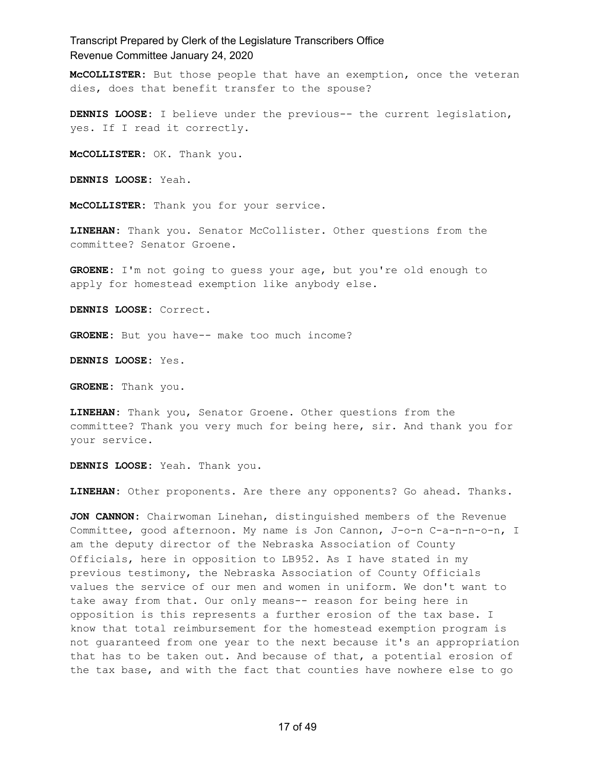**McCOLLISTER:** But those people that have an exemption, once the veteran dies, does that benefit transfer to the spouse?

**DENNIS LOOSE:** I believe under the previous-- the current legislation, yes. If I read it correctly.

**McCOLLISTER:** OK. Thank you.

**DENNIS LOOSE:** Yeah.

**McCOLLISTER:** Thank you for your service.

**LINEHAN:** Thank you. Senator McCollister. Other questions from the committee? Senator Groene.

**GROENE:** I'm not going to guess your age, but you're old enough to apply for homestead exemption like anybody else.

**DENNIS LOOSE:** Correct.

**GROENE:** But you have-- make too much income?

**DENNIS LOOSE:** Yes.

**GROENE:** Thank you.

**LINEHAN:** Thank you, Senator Groene. Other questions from the committee? Thank you very much for being here, sir. And thank you for your service.

**DENNIS LOOSE:** Yeah. Thank you.

**LINEHAN:** Other proponents. Are there any opponents? Go ahead. Thanks.

**JON CANNON:** Chairwoman Linehan, distinguished members of the Revenue Committee, good afternoon. My name is Jon Cannon, J-o-n C-a-n-n-o-n, I am the deputy director of the Nebraska Association of County Officials, here in opposition to LB952. As I have stated in my previous testimony, the Nebraska Association of County Officials values the service of our men and women in uniform. We don't want to take away from that. Our only means-- reason for being here in opposition is this represents a further erosion of the tax base. I know that total reimbursement for the homestead exemption program is not guaranteed from one year to the next because it's an appropriation that has to be taken out. And because of that, a potential erosion of the tax base, and with the fact that counties have nowhere else to go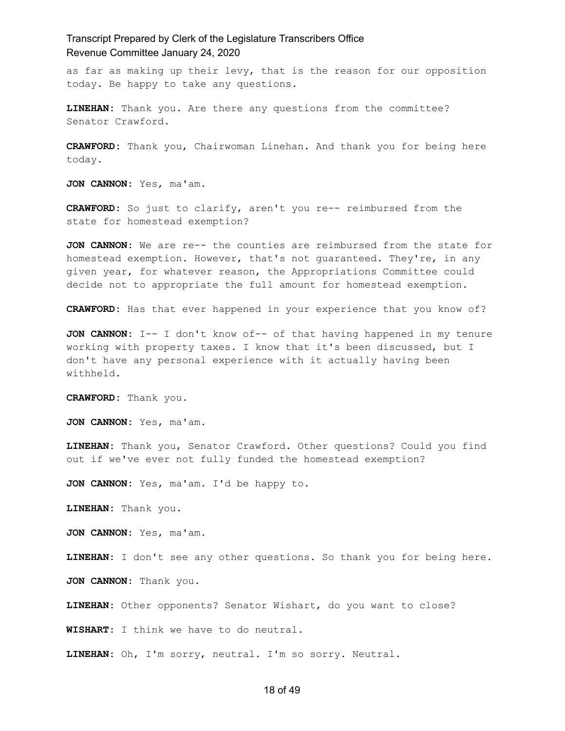as far as making up their levy, that is the reason for our opposition today. Be happy to take any questions.

**LINEHAN:** Thank you. Are there any questions from the committee? Senator Crawford.

**CRAWFORD:** Thank you, Chairwoman Linehan. And thank you for being here today.

**JON CANNON:** Yes, ma'am.

**CRAWFORD:** So just to clarify, aren't you re-- reimbursed from the state for homestead exemption?

**JON CANNON:** We are re-- the counties are reimbursed from the state for homestead exemption. However, that's not guaranteed. They're, in any given year, for whatever reason, the Appropriations Committee could decide not to appropriate the full amount for homestead exemption.

**CRAWFORD:** Has that ever happened in your experience that you know of?

**JON CANNON:** I-- I don't know of-- of that having happened in my tenure working with property taxes. I know that it's been discussed, but I don't have any personal experience with it actually having been withheld.

**CRAWFORD:** Thank you.

**JON CANNON:** Yes, ma'am.

**LINEHAN:** Thank you, Senator Crawford. Other questions? Could you find out if we've ever not fully funded the homestead exemption?

**JON CANNON:** Yes, ma'am. I'd be happy to.

**LINEHAN:** Thank you.

**JON CANNON:** Yes, ma'am.

**LINEHAN:** I don't see any other questions. So thank you for being here.

**JON CANNON:** Thank you.

**LINEHAN:** Other opponents? Senator Wishart, do you want to close?

**WISHART:** I think we have to do neutral.

**LINEHAN:** Oh, I'm sorry, neutral. I'm so sorry. Neutral.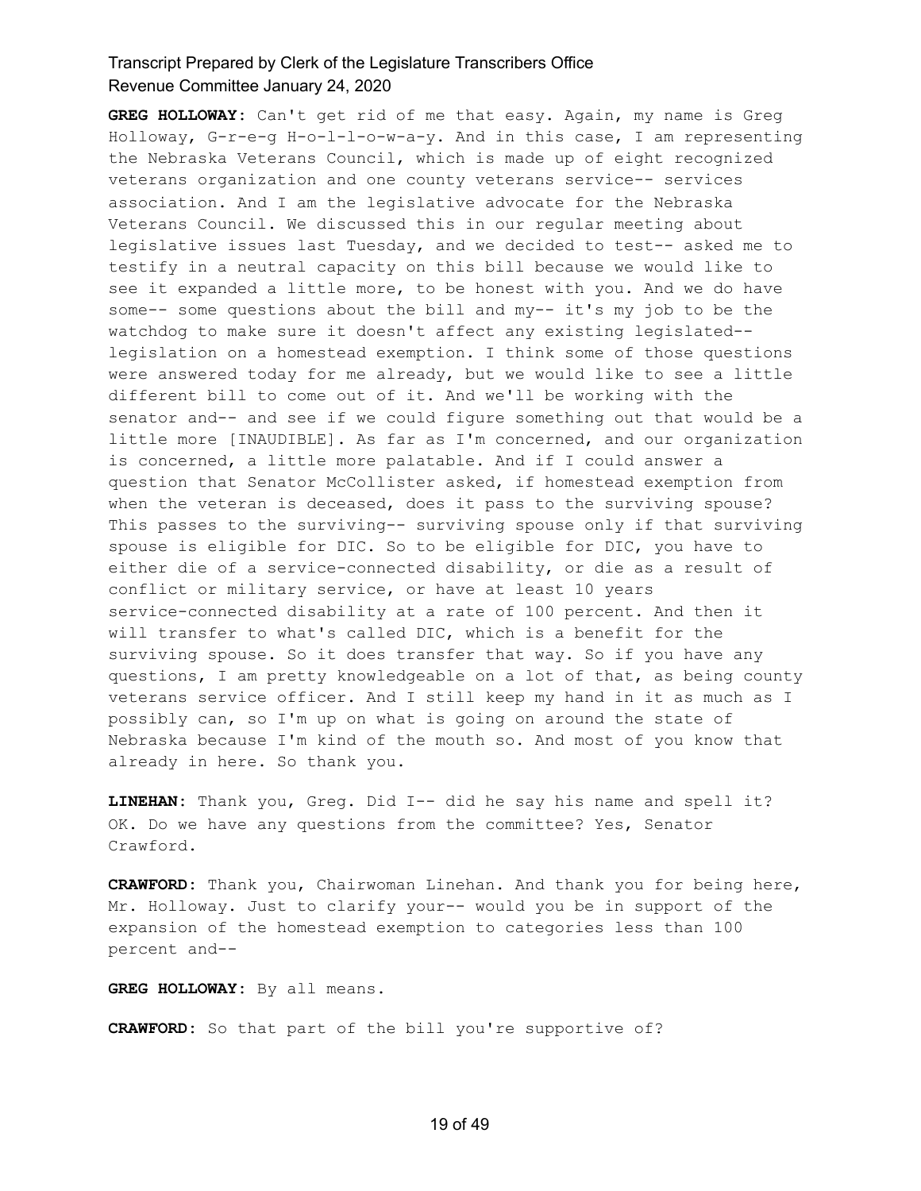**GREG HOLLOWAY:** Can't get rid of me that easy. Again, my name is Greg Holloway, G-r-e-g H-o-l-l-o-w-a-y. And in this case, I am representing the Nebraska Veterans Council, which is made up of eight recognized veterans organization and one county veterans service-- services association. And I am the legislative advocate for the Nebraska Veterans Council. We discussed this in our regular meeting about legislative issues last Tuesday, and we decided to test-- asked me to testify in a neutral capacity on this bill because we would like to see it expanded a little more, to be honest with you. And we do have some-- some questions about the bill and my-- it's my job to be the watchdog to make sure it doesn't affect any existing legislated-- legislation on a homestead exemption. I think some of those questions were answered today for me already, but we would like to see a little different bill to come out of it. And we'll be working with the senator and-- and see if we could figure something out that would be a little more [INAUDIBLE]. As far as I'm concerned, and our organization is concerned, a little more palatable. And if I could answer a question that Senator McCollister asked, if homestead exemption from when the veteran is deceased, does it pass to the surviving spouse? This passes to the surviving-- surviving spouse only if that surviving spouse is eligible for DIC. So to be eligible for DIC, you have to either die of a service-connected disability, or die as a result of conflict or military service, or have at least 10 years service-connected disability at a rate of 100 percent. And then it will transfer to what's called DIC, which is a benefit for the surviving spouse. So it does transfer that way. So if you have any questions, I am pretty knowledgeable on a lot of that, as being county veterans service officer. And I still keep my hand in it as much as I possibly can, so I'm up on what is going on around the state of Nebraska because I'm kind of the mouth so. And most of you know that already in here. So thank you.

**LINEHAN:** Thank you, Greg. Did I-- did he say his name and spell it? OK. Do we have any questions from the committee? Yes, Senator Crawford.

**CRAWFORD:** Thank you, Chairwoman Linehan. And thank you for being here, Mr. Holloway. Just to clarify your-- would you be in support of the expansion of the homestead exemption to categories less than 100 percent and--

**GREG HOLLOWAY:** By all means.

**CRAWFORD:** So that part of the bill you're supportive of?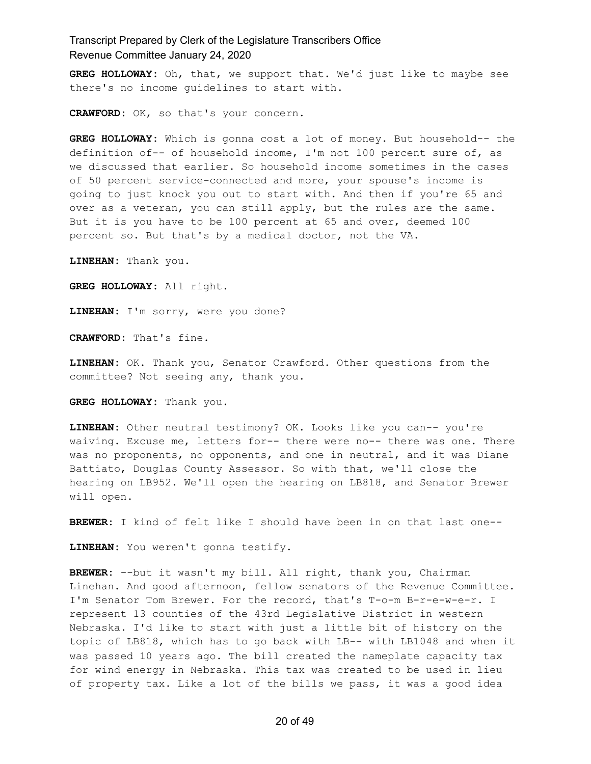**GREG HOLLOWAY:** Oh, that, we support that. We'd just like to maybe see there's no income guidelines to start with.

**CRAWFORD:** OK, so that's your concern.

**GREG HOLLOWAY:** Which is gonna cost a lot of money. But household-- the definition of-- of household income, I'm not 100 percent sure of, as we discussed that earlier. So household income sometimes in the cases of 50 percent service-connected and more, your spouse's income is going to just knock you out to start with. And then if you're 65 and over as a veteran, you can still apply, but the rules are the same. But it is you have to be 100 percent at 65 and over, deemed 100 percent so. But that's by a medical doctor, not the VA.

**LINEHAN:** Thank you.

**GREG HOLLOWAY:** All right.

**LINEHAN:** I'm sorry, were you done?

**CRAWFORD:** That's fine.

**LINEHAN:** OK. Thank you, Senator Crawford. Other questions from the committee? Not seeing any, thank you.

**GREG HOLLOWAY:** Thank you.

**LINEHAN:** Other neutral testimony? OK. Looks like you can-- you're waiving. Excuse me, letters for-- there were no-- there was one. There was no proponents, no opponents, and one in neutral, and it was Diane Battiato, Douglas County Assessor. So with that, we'll close the hearing on LB952. We'll open the hearing on LB818, and Senator Brewer will open.

**BREWER:** I kind of felt like I should have been in on that last one--

**LINEHAN:** You weren't gonna testify.

**BREWER:** --but it wasn't my bill. All right, thank you, Chairman Linehan. And good afternoon, fellow senators of the Revenue Committee. I'm Senator Tom Brewer. For the record, that's T-o-m B-r-e-w-e-r. I represent 13 counties of the 43rd Legislative District in western Nebraska. I'd like to start with just a little bit of history on the topic of LB818, which has to go back with LB-- with LB1048 and when it was passed 10 years ago. The bill created the nameplate capacity tax for wind energy in Nebraska. This tax was created to be used in lieu of property tax. Like a lot of the bills we pass, it was a good idea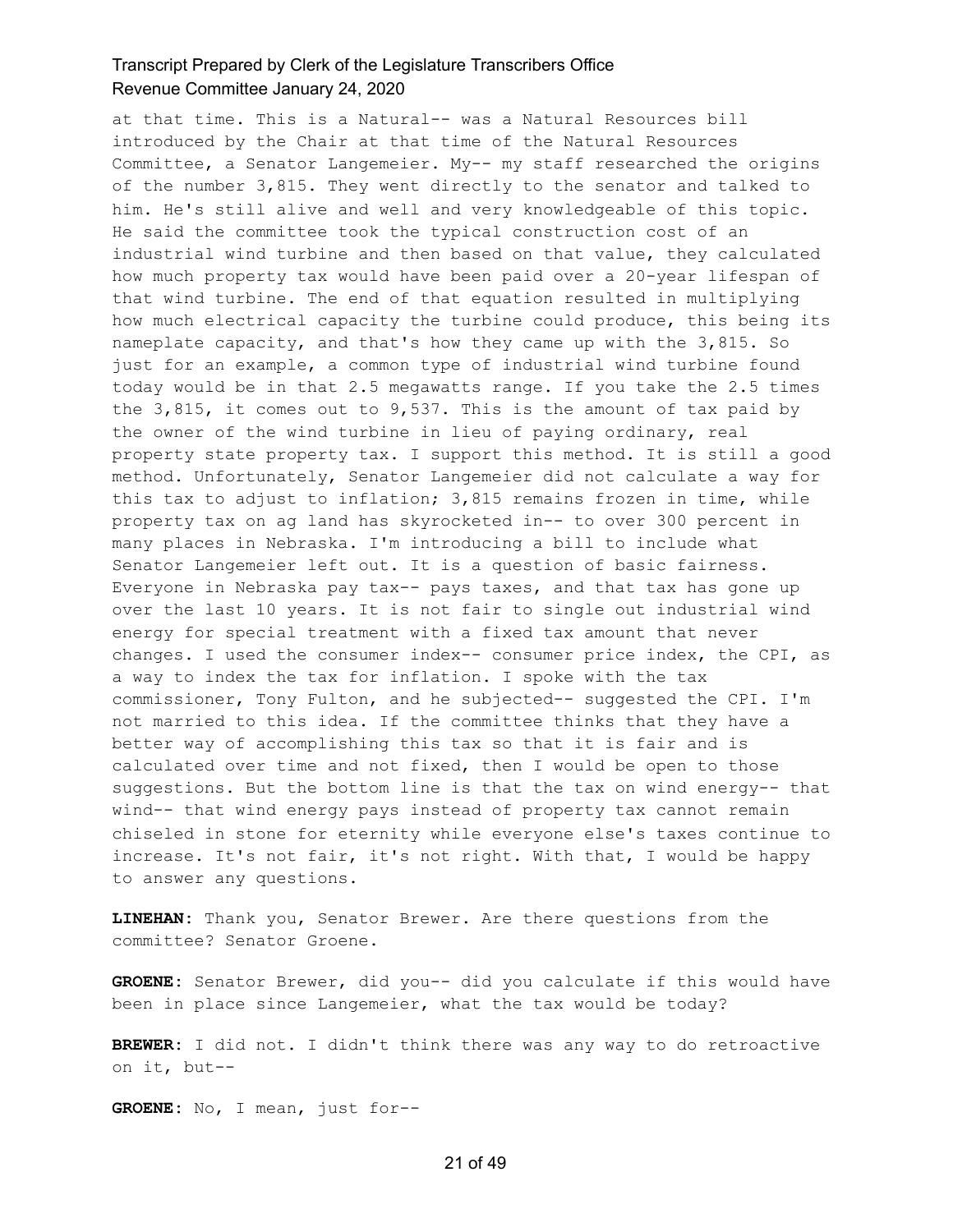at that time. This is a Natural-- was a Natural Resources bill introduced by the Chair at that time of the Natural Resources Committee, a Senator Langemeier. My-- my staff researched the origins of the number 3,815. They went directly to the senator and talked to him. He's still alive and well and very knowledgeable of this topic. He said the committee took the typical construction cost of an industrial wind turbine and then based on that value, they calculated how much property tax would have been paid over a 20-year lifespan of that wind turbine. The end of that equation resulted in multiplying how much electrical capacity the turbine could produce, this being its nameplate capacity, and that's how they came up with the 3,815. So just for an example, a common type of industrial wind turbine found today would be in that 2.5 megawatts range. If you take the 2.5 times the 3,815, it comes out to 9,537. This is the amount of tax paid by the owner of the wind turbine in lieu of paying ordinary, real property state property tax. I support this method. It is still a good method. Unfortunately, Senator Langemeier did not calculate a way for this tax to adjust to inflation; 3,815 remains frozen in time, while property tax on ag land has skyrocketed in-- to over 300 percent in many places in Nebraska. I'm introducing a bill to include what Senator Langemeier left out. It is a question of basic fairness. Everyone in Nebraska pay tax-- pays taxes, and that tax has gone up over the last 10 years. It is not fair to single out industrial wind energy for special treatment with a fixed tax amount that never changes. I used the consumer index-- consumer price index, the CPI, as a way to index the tax for inflation. I spoke with the tax commissioner, Tony Fulton, and he subjected-- suggested the CPI. I'm not married to this idea. If the committee thinks that they have a better way of accomplishing this tax so that it is fair and is calculated over time and not fixed, then I would be open to those suggestions. But the bottom line is that the tax on wind energy-- that wind-- that wind energy pays instead of property tax cannot remain chiseled in stone for eternity while everyone else's taxes continue to increase. It's not fair, it's not right. With that, I would be happy to answer any questions.

**LINEHAN:** Thank you, Senator Brewer. Are there questions from the committee? Senator Groene.

**GROENE:** Senator Brewer, did you-- did you calculate if this would have been in place since Langemeier, what the tax would be today?

**BREWER:** I did not. I didn't think there was any way to do retroactive on it, but--

**GROENE:** No, I mean, just for--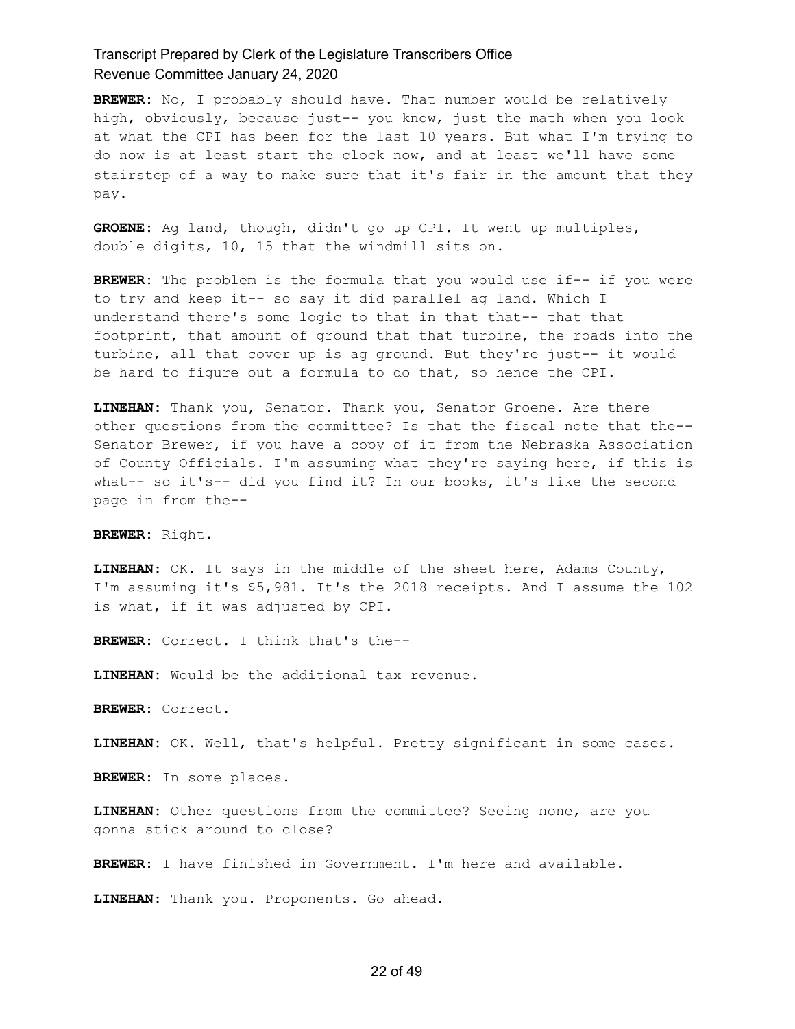**BREWER:** No, I probably should have. That number would be relatively high, obviously, because just-- you know, just the math when you look at what the CPI has been for the last 10 years. But what I'm trying to do now is at least start the clock now, and at least we'll have some stairstep of a way to make sure that it's fair in the amount that they pay.

**GROENE:** Ag land, though, didn't go up CPI. It went up multiples, double digits, 10, 15 that the windmill sits on.

**BREWER:** The problem is the formula that you would use if-- if you were to try and keep it-- so say it did parallel ag land. Which I understand there's some logic to that in that that-- that that footprint, that amount of ground that that turbine, the roads into the turbine, all that cover up is ag ground. But they're just-- it would be hard to figure out a formula to do that, so hence the CPI.

**LINEHAN:** Thank you, Senator. Thank you, Senator Groene. Are there other questions from the committee? Is that the fiscal note that the-- Senator Brewer, if you have a copy of it from the Nebraska Association of County Officials. I'm assuming what they're saying here, if this is what-- so it's-- did you find it? In our books, it's like the second page in from the--

**BREWER:** Right.

**LINEHAN:** OK. It says in the middle of the sheet here, Adams County, I'm assuming it's $5,981. It's the 2018 receipts. And I assume the 102 is what, if it was adjusted by CPI.

**BREWER:** Correct. I think that's the--

**LINEHAN:** Would be the additional tax revenue.

**BREWER:** Correct.

**LINEHAN:** OK. Well, that's helpful. Pretty significant in some cases.

**BREWER:** In some places.

**LINEHAN:** Other questions from the committee? Seeing none, are you gonna stick around to close?

**BREWER:** I have finished in Government. I'm here and available.

**LINEHAN:** Thank you. Proponents. Go ahead.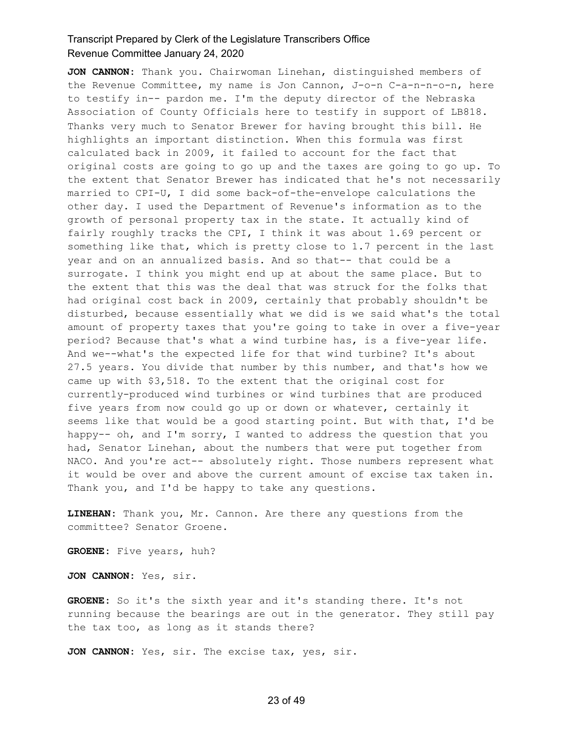**JON CANNON:** Thank you. Chairwoman Linehan, distinguished members of the Revenue Committee, my name is Jon Cannon, J-o-n C-a-n-n-o-n, here to testify in-- pardon me. I'm the deputy director of the Nebraska Association of County Officials here to testify in support of LB818. Thanks very much to Senator Brewer for having brought this bill. He highlights an important distinction. When this formula was first calculated back in 2009, it failed to account for the fact that original costs are going to go up and the taxes are going to go up. To the extent that Senator Brewer has indicated that he's not necessarily married to CPI-U, I did some back-of-the-envelope calculations the other day. I used the Department of Revenue's information as to the growth of personal property tax in the state. It actually kind of fairly roughly tracks the CPI, I think it was about 1.69 percent or something like that, which is pretty close to 1.7 percent in the last year and on an annualized basis. And so that-- that could be a surrogate. I think you might end up at about the same place. But to the extent that this was the deal that was struck for the folks that had original cost back in 2009, certainly that probably shouldn't be disturbed, because essentially what we did is we said what's the total amount of property taxes that you're going to take in over a five-year period? Because that's what a wind turbine has, is a five-year life. And we--what's the expected life for that wind turbine? It's about 27.5 years. You divide that number by this number, and that's how we came up with $3,518. To the extent that the original cost for currently-produced wind turbines or wind turbines that are produced five years from now could go up or down or whatever, certainly it seems like that would be a good starting point. But with that, I'd be happy-- oh, and I'm sorry, I wanted to address the question that you had, Senator Linehan, about the numbers that were put together from NACO. And you're act-- absolutely right. Those numbers represent what it would be over and above the current amount of excise tax taken in. Thank you, and I'd be happy to take any questions.

**LINEHAN:** Thank you, Mr. Cannon. Are there any questions from the committee? Senator Groene.

**GROENE:** Five years, huh?

**JON CANNON:** Yes, sir.

**GROENE:** So it's the sixth year and it's standing there. It's not running because the bearings are out in the generator. They still pay the tax too, as long as it stands there?

**JON CANNON:** Yes, sir. The excise tax, yes, sir.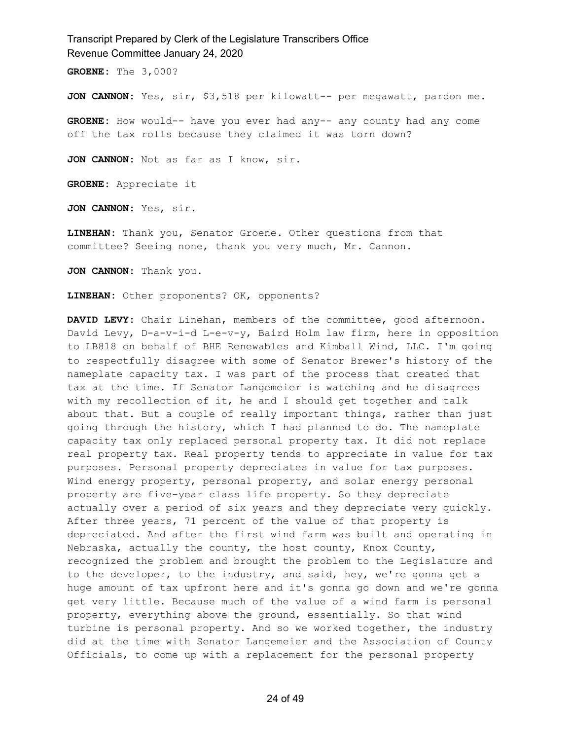**GROENE:** The 3,000?

**JON CANNON:** Yes, sir, $3,518 per kilowatt-- per megawatt, pardon me.

**GROENE:** How would-- have you ever had any-- any county had any come off the tax rolls because they claimed it was torn down?

**JON CANNON:** Not as far as I know, sir.

**GROENE:** Appreciate it

**JON CANNON:** Yes, sir.

**LINEHAN:** Thank you, Senator Groene. Other questions from that committee? Seeing none, thank you very much, Mr. Cannon.

**JON CANNON:** Thank you.

**LINEHAN:** Other proponents? OK, opponents?

**DAVID LEVY:** Chair Linehan, members of the committee, good afternoon. David Levy, D-a-v-i-d L-e-v-y, Baird Holm law firm, here in opposition to LB818 on behalf of BHE Renewables and Kimball Wind, LLC. I'm going to respectfully disagree with some of Senator Brewer's history of the nameplate capacity tax. I was part of the process that created that tax at the time. If Senator Langemeier is watching and he disagrees with my recollection of it, he and I should get together and talk about that. But a couple of really important things, rather than just going through the history, which I had planned to do. The nameplate capacity tax only replaced personal property tax. It did not replace real property tax. Real property tends to appreciate in value for tax purposes. Personal property depreciates in value for tax purposes. Wind energy property, personal property, and solar energy personal property are five-year class life property. So they depreciate actually over a period of six years and they depreciate very quickly. After three years, 71 percent of the value of that property is depreciated. And after the first wind farm was built and operating in Nebraska, actually the county, the host county, Knox County, recognized the problem and brought the problem to the Legislature and to the developer, to the industry, and said, hey, we're gonna get a huge amount of tax upfront here and it's gonna go down and we're gonna get very little. Because much of the value of a wind farm is personal property, everything above the ground, essentially. So that wind turbine is personal property. And so we worked together, the industry did at the time with Senator Langemeier and the Association of County Officials, to come up with a replacement for the personal property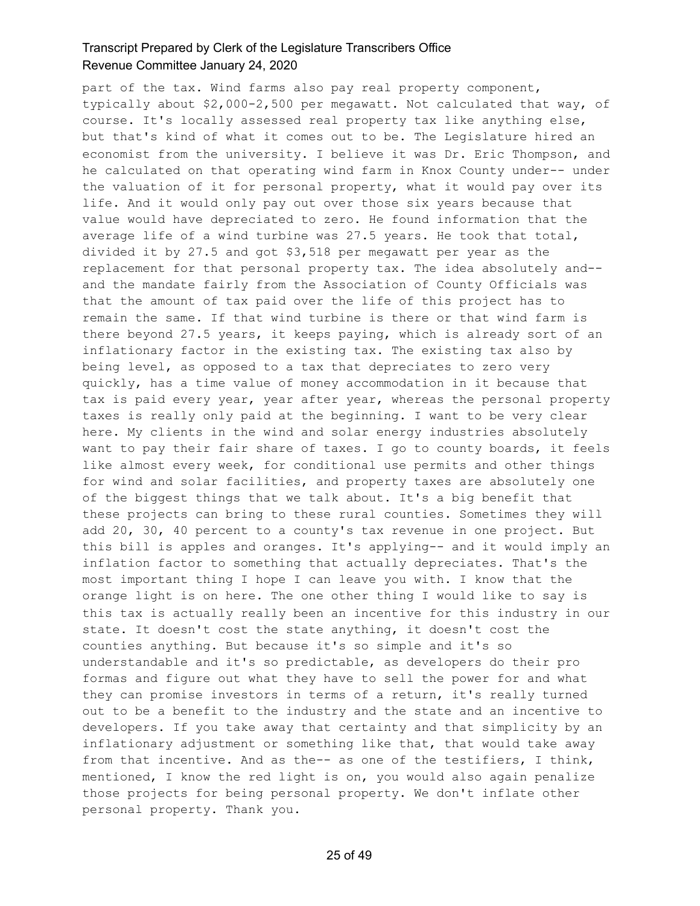part of the tax. Wind farms also pay real property component, typically about $2,000-2,500 per megawatt. Not calculated that way, of course. It's locally assessed real property tax like anything else, but that's kind of what it comes out to be. The Legislature hired an economist from the university. I believe it was Dr. Eric Thompson, and he calculated on that operating wind farm in Knox County under-- under the valuation of it for personal property, what it would pay over its life. And it would only pay out over those six years because that value would have depreciated to zero. He found information that the average life of a wind turbine was 27.5 years. He took that total, divided it by 27.5 and got $3,518 per megawatt per year as the replacement for that personal property tax. The idea absolutely and-- and the mandate fairly from the Association of County Officials was that the amount of tax paid over the life of this project has to remain the same. If that wind turbine is there or that wind farm is there beyond 27.5 years, it keeps paying, which is already sort of an inflationary factor in the existing tax. The existing tax also by being level, as opposed to a tax that depreciates to zero very quickly, has a time value of money accommodation in it because that tax is paid every year, year after year, whereas the personal property taxes is really only paid at the beginning. I want to be very clear here. My clients in the wind and solar energy industries absolutely want to pay their fair share of taxes. I go to county boards, it feels like almost every week, for conditional use permits and other things for wind and solar facilities, and property taxes are absolutely one of the biggest things that we talk about. It's a big benefit that these projects can bring to these rural counties. Sometimes they will add 20, 30, 40 percent to a county's tax revenue in one project. But this bill is apples and oranges. It's applying-- and it would imply an inflation factor to something that actually depreciates. That's the most important thing I hope I can leave you with. I know that the orange light is on here. The one other thing I would like to say is this tax is actually really been an incentive for this industry in our state. It doesn't cost the state anything, it doesn't cost the counties anything. But because it's so simple and it's so understandable and it's so predictable, as developers do their pro formas and figure out what they have to sell the power for and what they can promise investors in terms of a return, it's really turned out to be a benefit to the industry and the state and an incentive to developers. If you take away that certainty and that simplicity by an inflationary adjustment or something like that, that would take away from that incentive. And as the-- as one of the testifiers, I think, mentioned, I know the red light is on, you would also again penalize those projects for being personal property. We don't inflate other personal property. Thank you.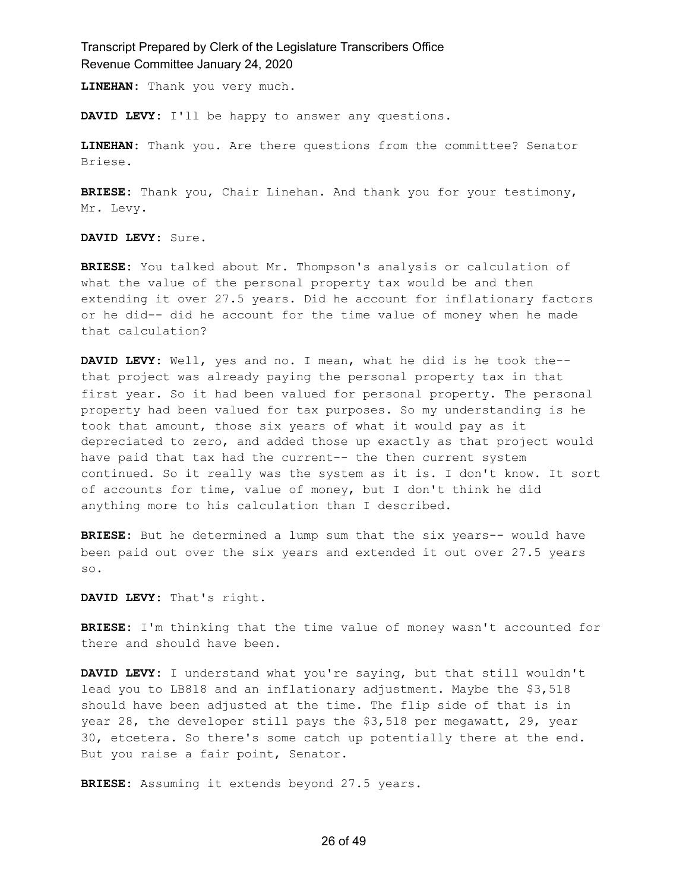**LINEHAN:** Thank you very much.

**DAVID LEVY:** I'll be happy to answer any questions.

**LINEHAN:** Thank you. Are there questions from the committee? Senator Briese.

**BRIESE:** Thank you, Chair Linehan. And thank you for your testimony, Mr. Levy.

**DAVID LEVY:** Sure.

**BRIESE:** You talked about Mr. Thompson's analysis or calculation of what the value of the personal property tax would be and then extending it over 27.5 years. Did he account for inflationary factors or he did-- did he account for the time value of money when he made that calculation?

**DAVID LEVY:** Well, yes and no. I mean, what he did is he took the-- that project was already paying the personal property tax in that first year. So it had been valued for personal property. The personal property had been valued for tax purposes. So my understanding is he took that amount, those six years of what it would pay as it depreciated to zero, and added those up exactly as that project would have paid that tax had the current-- the then current system continued. So it really was the system as it is. I don't know. It sort of accounts for time, value of money, but I don't think he did anything more to his calculation than I described.

**BRIESE:** But he determined a lump sum that the six years-- would have been paid out over the six years and extended it out over 27.5 years so.

**DAVID LEVY:** That's right.

**BRIESE:** I'm thinking that the time value of money wasn't accounted for there and should have been.

**DAVID LEVY:** I understand what you're saying, but that still wouldn't lead you to LB818 and an inflationary adjustment. Maybe the $3,518 should have been adjusted at the time. The flip side of that is in year 28, the developer still pays the $3,518 per megawatt, 29, year 30, etcetera. So there's some catch up potentially there at the end. But you raise a fair point, Senator.

**BRIESE:** Assuming it extends beyond 27.5 years.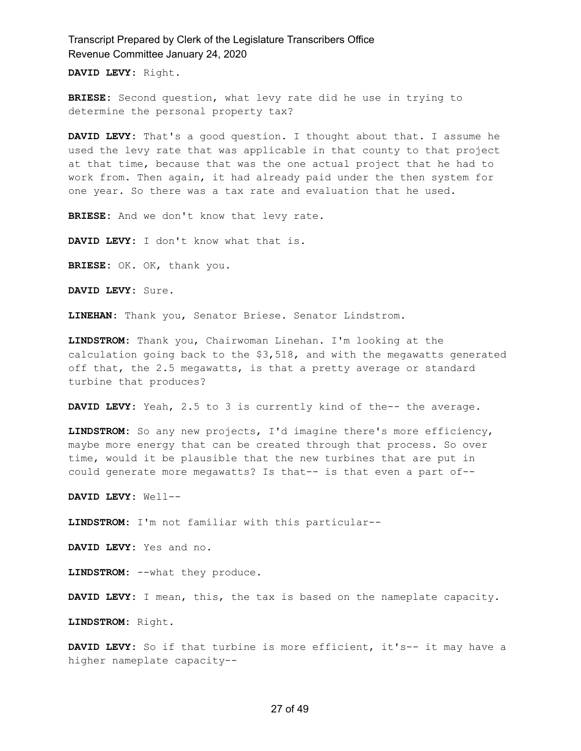**DAVID LEVY:** Right.

**BRIESE:** Second question, what levy rate did he use in trying to determine the personal property tax?

**DAVID LEVY:** That's a good question. I thought about that. I assume he used the levy rate that was applicable in that county to that project at that time, because that was the one actual project that he had to work from. Then again, it had already paid under the then system for one year. So there was a tax rate and evaluation that he used.

**BRIESE:** And we don't know that levy rate.

**DAVID LEVY:** I don't know what that is.

**BRIESE:** OK. OK, thank you.

**DAVID LEVY:** Sure.

**LINEHAN:** Thank you, Senator Briese. Senator Lindstrom.

**LINDSTROM:** Thank you, Chairwoman Linehan. I'm looking at the calculation going back to the $3,518, and with the megawatts generated off that, the 2.5 megawatts, is that a pretty average or standard turbine that produces?

**DAVID LEVY:** Yeah, 2.5 to 3 is currently kind of the-- the average.

**LINDSTROM:** So any new projects, I'd imagine there's more efficiency, maybe more energy that can be created through that process. So over time, would it be plausible that the new turbines that are put in could generate more megawatts? Is that-- is that even a part of--

**DAVID LEVY:** Well--

**LINDSTROM:** I'm not familiar with this particular--

**DAVID LEVY:** Yes and no.

**LINDSTROM:** --what they produce.

**DAVID LEVY:** I mean, this, the tax is based on the nameplate capacity.

**LINDSTROM:** Right.

**DAVID LEVY:** So if that turbine is more efficient, it's-- it may have a higher nameplate capacity--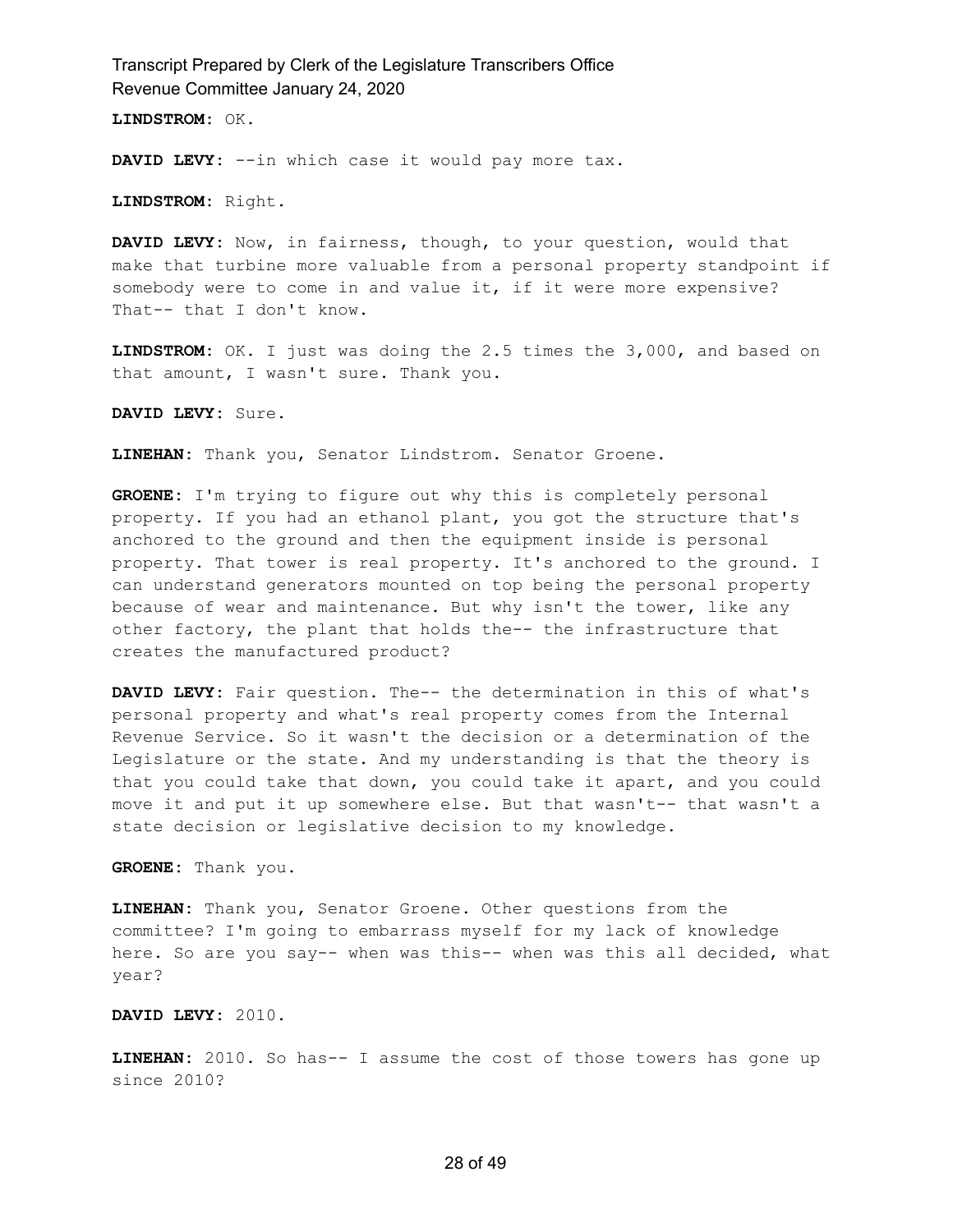**LINDSTROM:** OK.

**DAVID LEVY:** --in which case it would pay more tax.

**LINDSTROM:** Right.

**DAVID LEVY:** Now, in fairness, though, to your question, would that make that turbine more valuable from a personal property standpoint if somebody were to come in and value it, if it were more expensive? That-- that I don't know.

**LINDSTROM:** OK. I just was doing the 2.5 times the 3,000, and based on that amount, I wasn't sure. Thank you.

**DAVID LEVY:** Sure.

**LINEHAN:** Thank you, Senator Lindstrom. Senator Groene.

**GROENE:** I'm trying to figure out why this is completely personal property. If you had an ethanol plant, you got the structure that's anchored to the ground and then the equipment inside is personal property. That tower is real property. It's anchored to the ground. I can understand generators mounted on top being the personal property because of wear and maintenance. But why isn't the tower, like any other factory, the plant that holds the-- the infrastructure that creates the manufactured product?

**DAVID LEVY:** Fair question. The-- the determination in this of what's personal property and what's real property comes from the Internal Revenue Service. So it wasn't the decision or a determination of the Legislature or the state. And my understanding is that the theory is that you could take that down, you could take it apart, and you could move it and put it up somewhere else. But that wasn't-- that wasn't a state decision or legislative decision to my knowledge.

**GROENE:** Thank you.

**LINEHAN:** Thank you, Senator Groene. Other questions from the committee? I'm going to embarrass myself for my lack of knowledge here. So are you say-- when was this-- when was this all decided, what year?

**DAVID LEVY:** 2010.

**LINEHAN:** 2010. So has-- I assume the cost of those towers has gone up since 2010?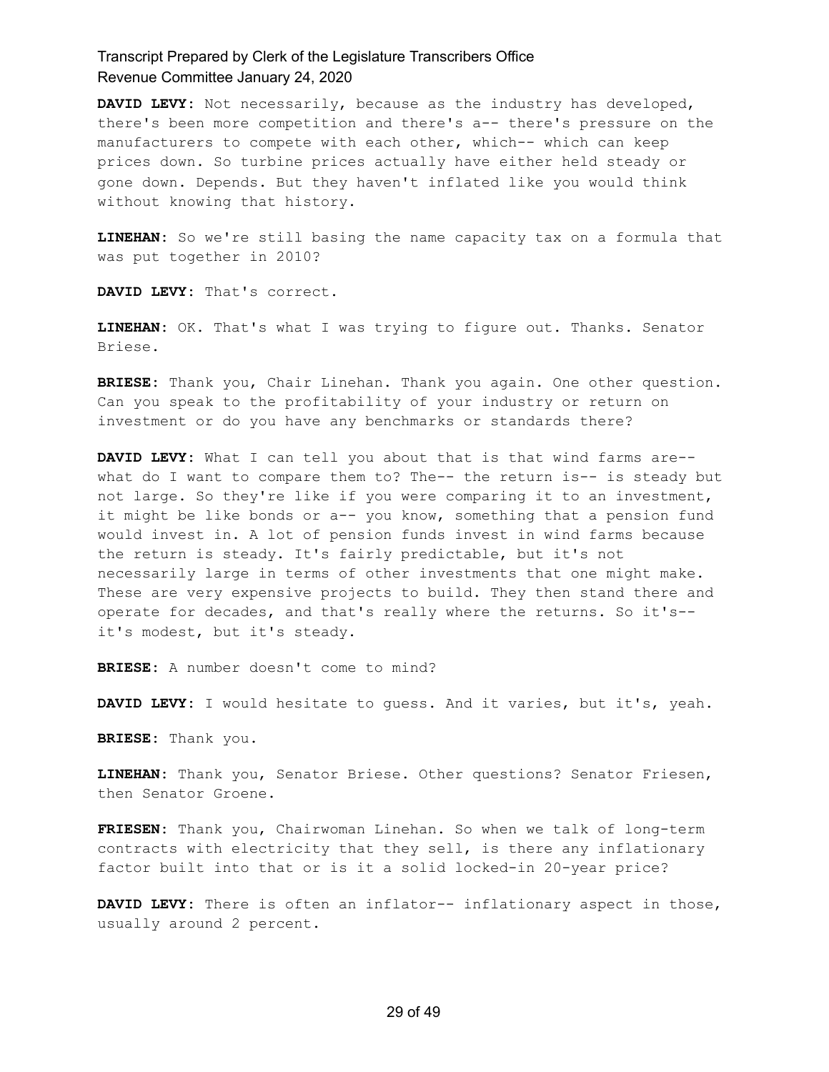**DAVID LEVY:** Not necessarily, because as the industry has developed, there's been more competition and there's a-- there's pressure on the manufacturers to compete with each other, which-- which can keep prices down. So turbine prices actually have either held steady or gone down. Depends. But they haven't inflated like you would think without knowing that history.

**LINEHAN:** So we're still basing the name capacity tax on a formula that was put together in 2010?

**DAVID LEVY:** That's correct.

**LINEHAN:** OK. That's what I was trying to figure out. Thanks. Senator Briese.

**BRIESE:** Thank you, Chair Linehan. Thank you again. One other question. Can you speak to the profitability of your industry or return on investment or do you have any benchmarks or standards there?

**DAVID LEVY:** What I can tell you about that is that wind farms are-- what do I want to compare them to? The-- the return is-- is steady but not large. So they're like if you were comparing it to an investment, it might be like bonds or a-- you know, something that a pension fund would invest in. A lot of pension funds invest in wind farms because the return is steady. It's fairly predictable, but it's not necessarily large in terms of other investments that one might make. These are very expensive projects to build. They then stand there and operate for decades, and that's really where the returns. So it's-- it's modest, but it's steady.

**BRIESE:** A number doesn't come to mind?

**DAVID LEVY:** I would hesitate to guess. And it varies, but it's, yeah.

**BRIESE:** Thank you.

**LINEHAN:** Thank you, Senator Briese. Other questions? Senator Friesen, then Senator Groene.

**FRIESEN:** Thank you, Chairwoman Linehan. So when we talk of long-term contracts with electricity that they sell, is there any inflationary factor built into that or is it a solid locked-in 20-year price?

**DAVID LEVY:** There is often an inflator-- inflationary aspect in those, usually around 2 percent.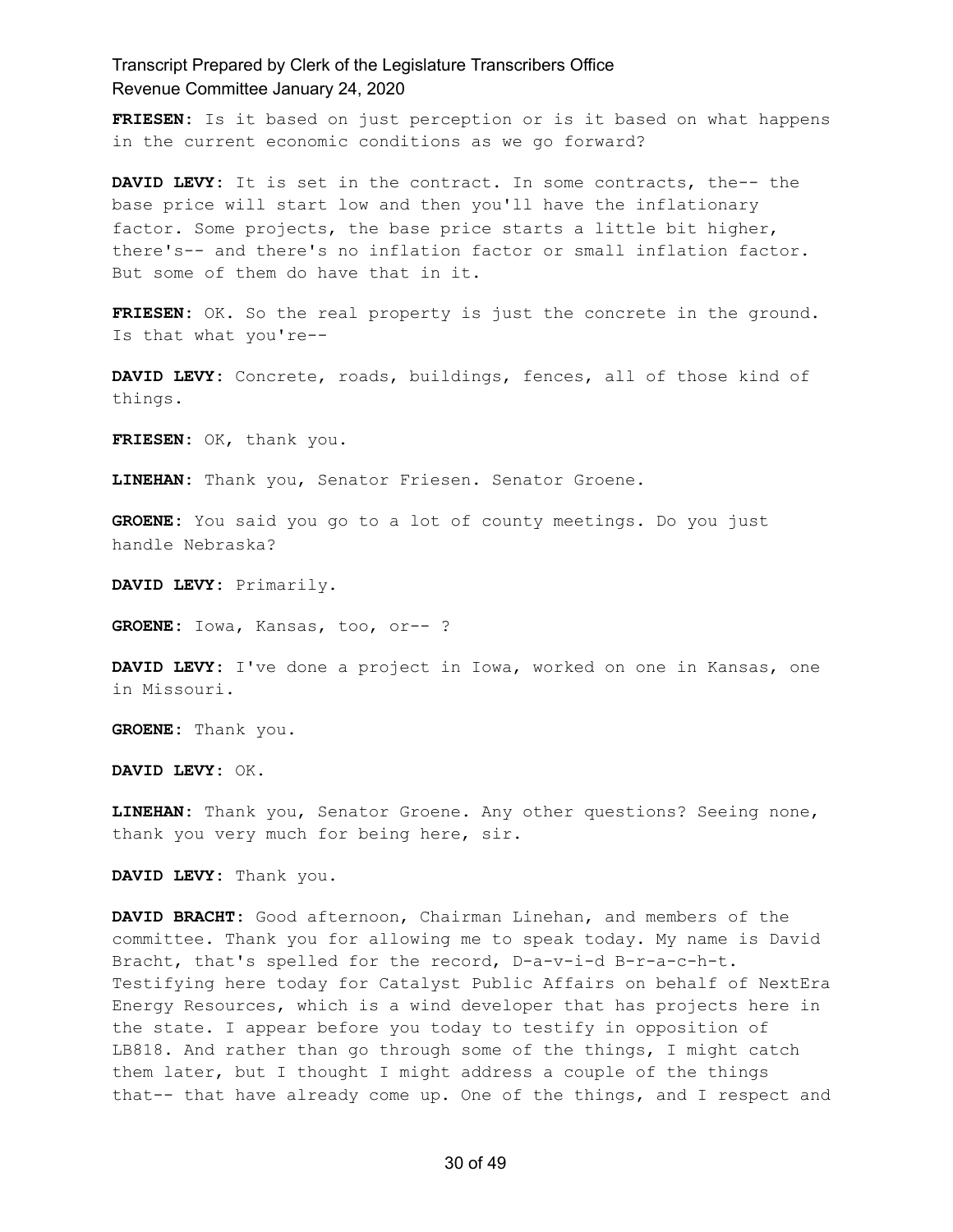**FRIESEN:** Is it based on just perception or is it based on what happens in the current economic conditions as we go forward?

**DAVID LEVY:** It is set in the contract. In some contracts, the-- the base price will start low and then you'll have the inflationary factor. Some projects, the base price starts a little bit higher, there's-- and there's no inflation factor or small inflation factor. But some of them do have that in it.

**FRIESEN:** OK. So the real property is just the concrete in the ground. Is that what you're--

**DAVID LEVY:** Concrete, roads, buildings, fences, all of those kind of things.

**FRIESEN:** OK, thank you.

**LINEHAN:** Thank you, Senator Friesen. Senator Groene.

**GROENE:** You said you go to a lot of county meetings. Do you just handle Nebraska?

**DAVID LEVY:** Primarily.

**GROENE:** Iowa, Kansas, too, or-- ?

**DAVID LEVY:** I've done a project in Iowa, worked on one in Kansas, one in Missouri.

**GROENE:** Thank you.

**DAVID LEVY:** OK.

**LINEHAN:** Thank you, Senator Groene. Any other questions? Seeing none, thank you very much for being here, sir.

**DAVID LEVY:** Thank you.

**DAVID BRACHT:** Good afternoon, Chairman Linehan, and members of the committee. Thank you for allowing me to speak today. My name is David Bracht, that's spelled for the record, D-a-v-i-d B-r-a-c-h-t. Testifying here today for Catalyst Public Affairs on behalf of NextEra Energy Resources, which is a wind developer that has projects here in the state. I appear before you today to testify in opposition of LB818. And rather than go through some of the things, I might catch them later, but I thought I might address a couple of the things that-- that have already come up. One of the things, and I respect and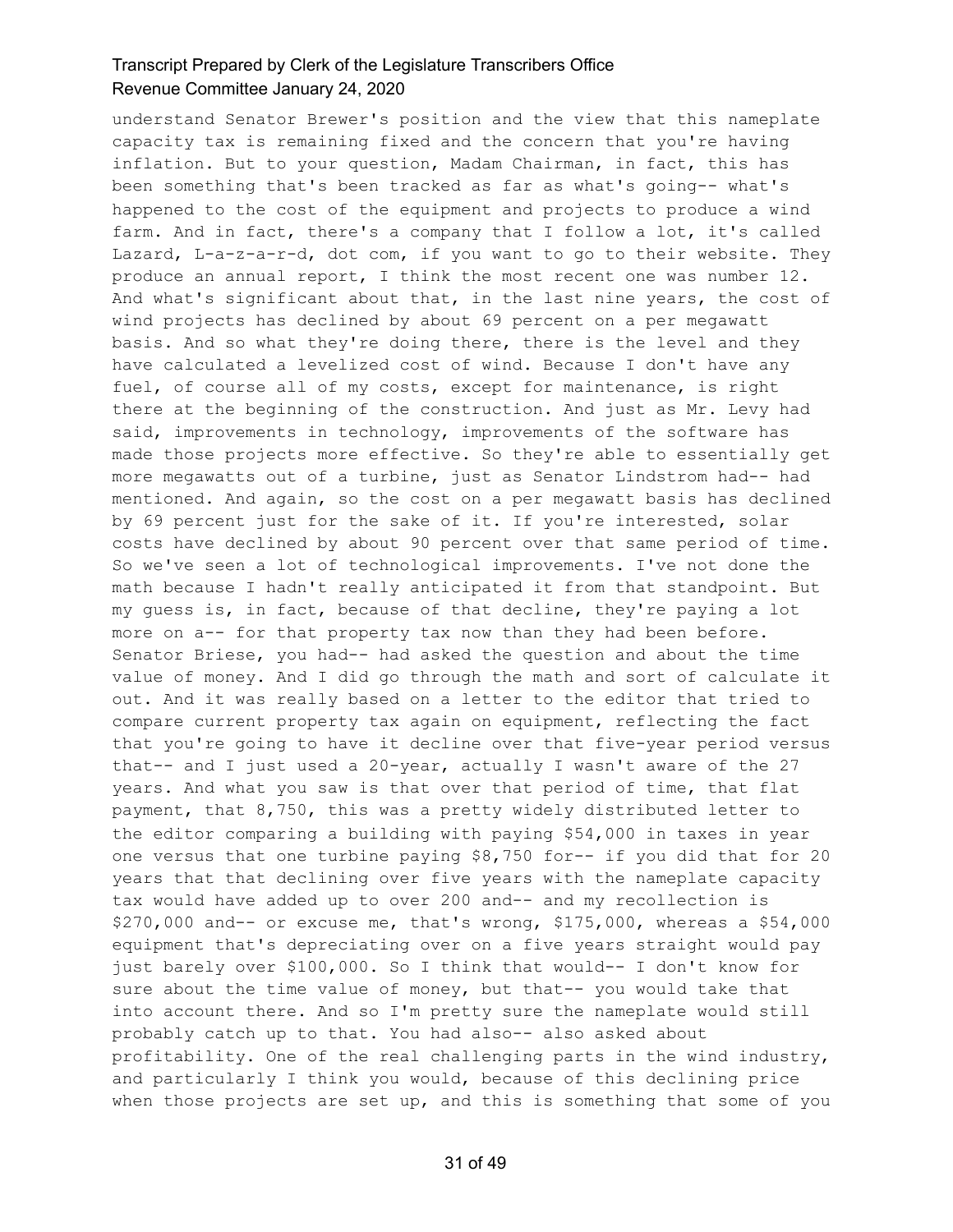understand Senator Brewer's position and the view that this nameplate capacity tax is remaining fixed and the concern that you're having inflation. But to your question, Madam Chairman, in fact, this has been something that's been tracked as far as what's going-- what's happened to the cost of the equipment and projects to produce a wind farm. And in fact, there's a company that I follow a lot, it's called Lazard, L-a-z-a-r-d, dot com, if you want to go to their website. They produce an annual report, I think the most recent one was number 12. And what's significant about that, in the last nine years, the cost of wind projects has declined by about 69 percent on a per megawatt basis. And so what they're doing there, there is the level and they have calculated a levelized cost of wind. Because I don't have any fuel, of course all of my costs, except for maintenance, is right there at the beginning of the construction. And just as Mr. Levy had said, improvements in technology, improvements of the software has made those projects more effective. So they're able to essentially get more megawatts out of a turbine, just as Senator Lindstrom had-- had mentioned. And again, so the cost on a per megawatt basis has declined by 69 percent just for the sake of it. If you're interested, solar costs have declined by about 90 percent over that same period of time. So we've seen a lot of technological improvements. I've not done the math because I hadn't really anticipated it from that standpoint. But my guess is, in fact, because of that decline, they're paying a lot more on a-- for that property tax now than they had been before. Senator Briese, you had-- had asked the question and about the time value of money. And I did go through the math and sort of calculate it out. And it was really based on a letter to the editor that tried to compare current property tax again on equipment, reflecting the fact that you're going to have it decline over that five-year period versus that-- and I just used a 20-year, actually I wasn't aware of the 27 years. And what you saw is that over that period of time, that flat payment, that 8,750, this was a pretty widely distributed letter to the editor comparing a building with paying $54,000 in taxes in year one versus that one turbine paying $8,750 for-- if you did that for 20 years that that declining over five years with the nameplate capacity tax would have added up to over 200 and-- and my recollection is $270,000 and-- or excuse me, that's wrong, $175,000, whereas a $54,000 equipment that's depreciating over on a five years straight would pay just barely over $100,000. So I think that would-- I don't know for sure about the time value of money, but that-- you would take that into account there. And so I'm pretty sure the nameplate would still probably catch up to that. You had also-- also asked about profitability. One of the real challenging parts in the wind industry, and particularly I think you would, because of this declining price when those projects are set up, and this is something that some of you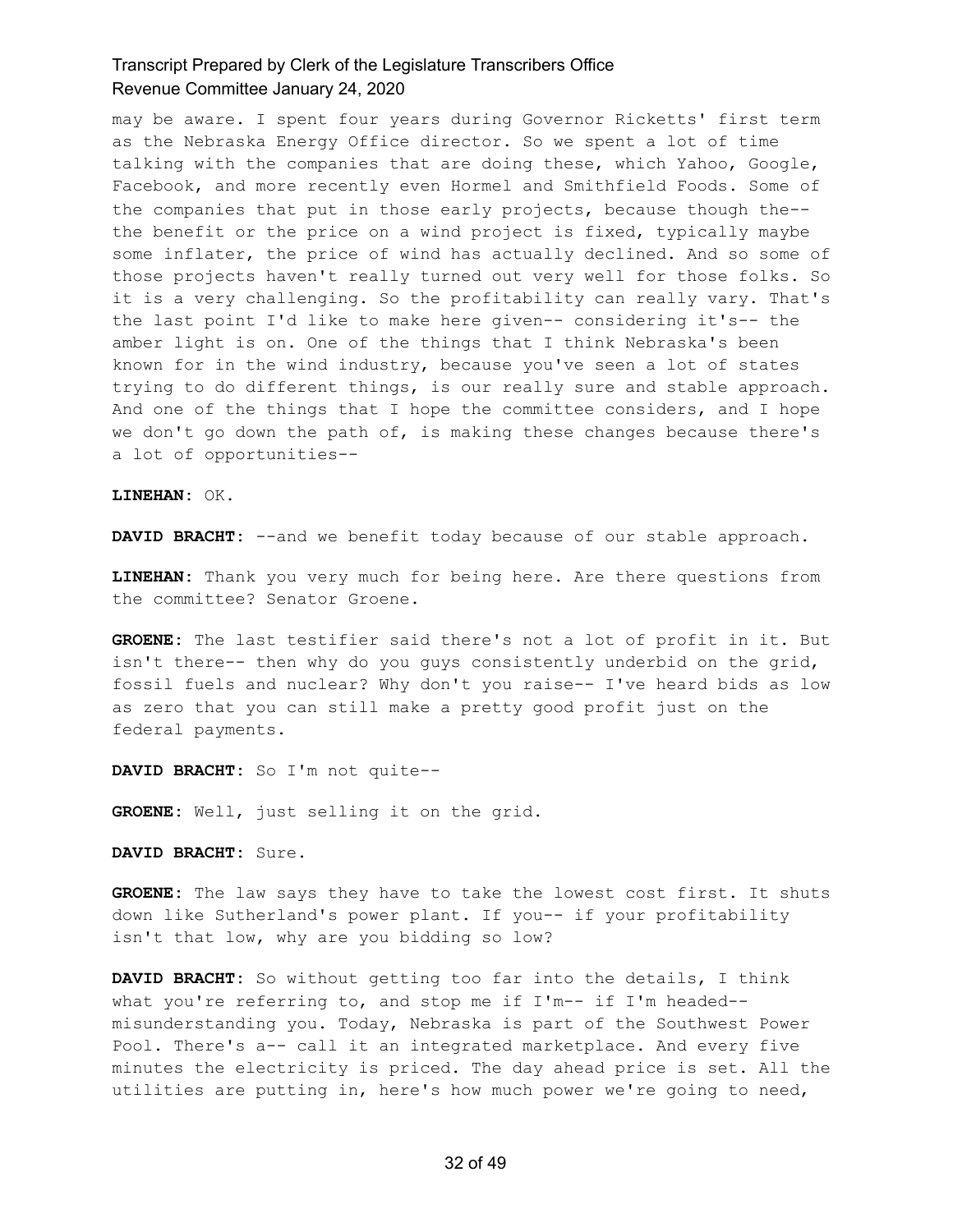may be aware. I spent four years during Governor Ricketts' first term as the Nebraska Energy Office director. So we spent a lot of time talking with the companies that are doing these, which Yahoo, Google, Facebook, and more recently even Hormel and Smithfield Foods. Some of the companies that put in those early projects, because though the-- the benefit or the price on a wind project is fixed, typically maybe some inflater, the price of wind has actually declined. And so some of those projects haven't really turned out very well for those folks. So it is a very challenging. So the profitability can really vary. That's the last point I'd like to make here given-- considering it's-- the amber light is on. One of the things that I think Nebraska's been known for in the wind industry, because you've seen a lot of states trying to do different things, is our really sure and stable approach. And one of the things that I hope the committee considers, and I hope we don't go down the path of, is making these changes because there's a lot of opportunities--

**LINEHAN:** OK.

**DAVID BRACHT:** --and we benefit today because of our stable approach.

**LINEHAN:** Thank you very much for being here. Are there questions from the committee? Senator Groene.

**GROENE:** The last testifier said there's not a lot of profit in it. But isn't there-- then why do you guys consistently underbid on the grid, fossil fuels and nuclear? Why don't you raise-- I've heard bids as low as zero that you can still make a pretty good profit just on the federal payments.

**DAVID BRACHT:** So I'm not quite--

**GROENE:** Well, just selling it on the grid.

**DAVID BRACHT:** Sure.

**GROENE:** The law says they have to take the lowest cost first. It shuts down like Sutherland's power plant. If you-- if your profitability isn't that low, why are you bidding so low?

**DAVID BRACHT:** So without getting too far into the details, I think what you're referring to, and stop me if I'm-- if I'm headed-- misunderstanding you. Today, Nebraska is part of the Southwest Power Pool. There's a-- call it an integrated marketplace. And every five minutes the electricity is priced. The day ahead price is set. All the utilities are putting in, here's how much power we're going to need,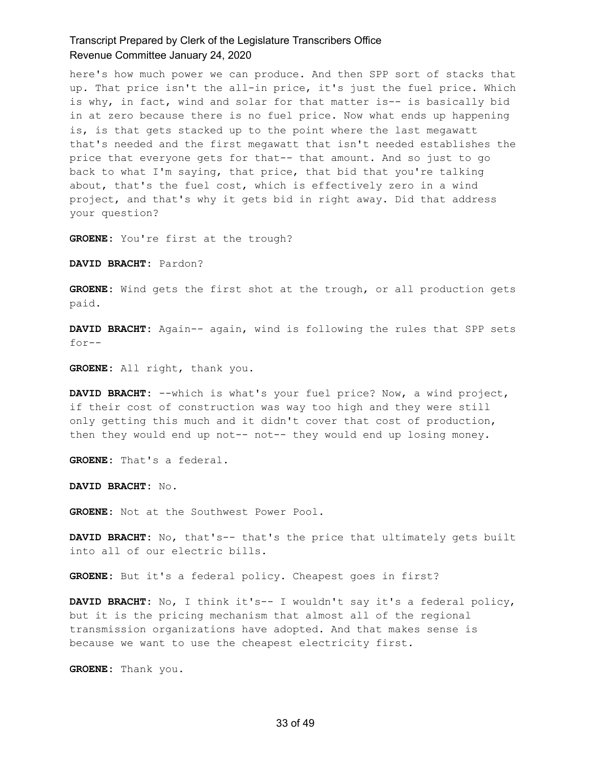here's how much power we can produce. And then SPP sort of stacks that up. That price isn't the all-in price, it's just the fuel price. Which is why, in fact, wind and solar for that matter is-- is basically bid in at zero because there is no fuel price. Now what ends up happening is, is that gets stacked up to the point where the last megawatt that's needed and the first megawatt that isn't needed establishes the price that everyone gets for that-- that amount. And so just to go back to what I'm saying, that price, that bid that you're talking about, that's the fuel cost, which is effectively zero in a wind project, and that's why it gets bid in right away. Did that address your question?

**GROENE:** You're first at the trough?

**DAVID BRACHT:** Pardon?

**GROENE:** Wind gets the first shot at the trough, or all production gets paid.

**DAVID BRACHT:** Again-- again, wind is following the rules that SPP sets for--

**GROENE:** All right, thank you.

**DAVID BRACHT:** --which is what's your fuel price? Now, a wind project, if their cost of construction was way too high and they were still only getting this much and it didn't cover that cost of production, then they would end up not-- not-- they would end up losing money.

**GROENE:** That's a federal.

**DAVID BRACHT:** No.

**GROENE:** Not at the Southwest Power Pool.

**DAVID BRACHT:** No, that's-- that's the price that ultimately gets built into all of our electric bills.

**GROENE:** But it's a federal policy. Cheapest goes in first?

**DAVID BRACHT:** No, I think it's-- I wouldn't say it's a federal policy, but it is the pricing mechanism that almost all of the regional transmission organizations have adopted. And that makes sense is because we want to use the cheapest electricity first.

**GROENE:** Thank you.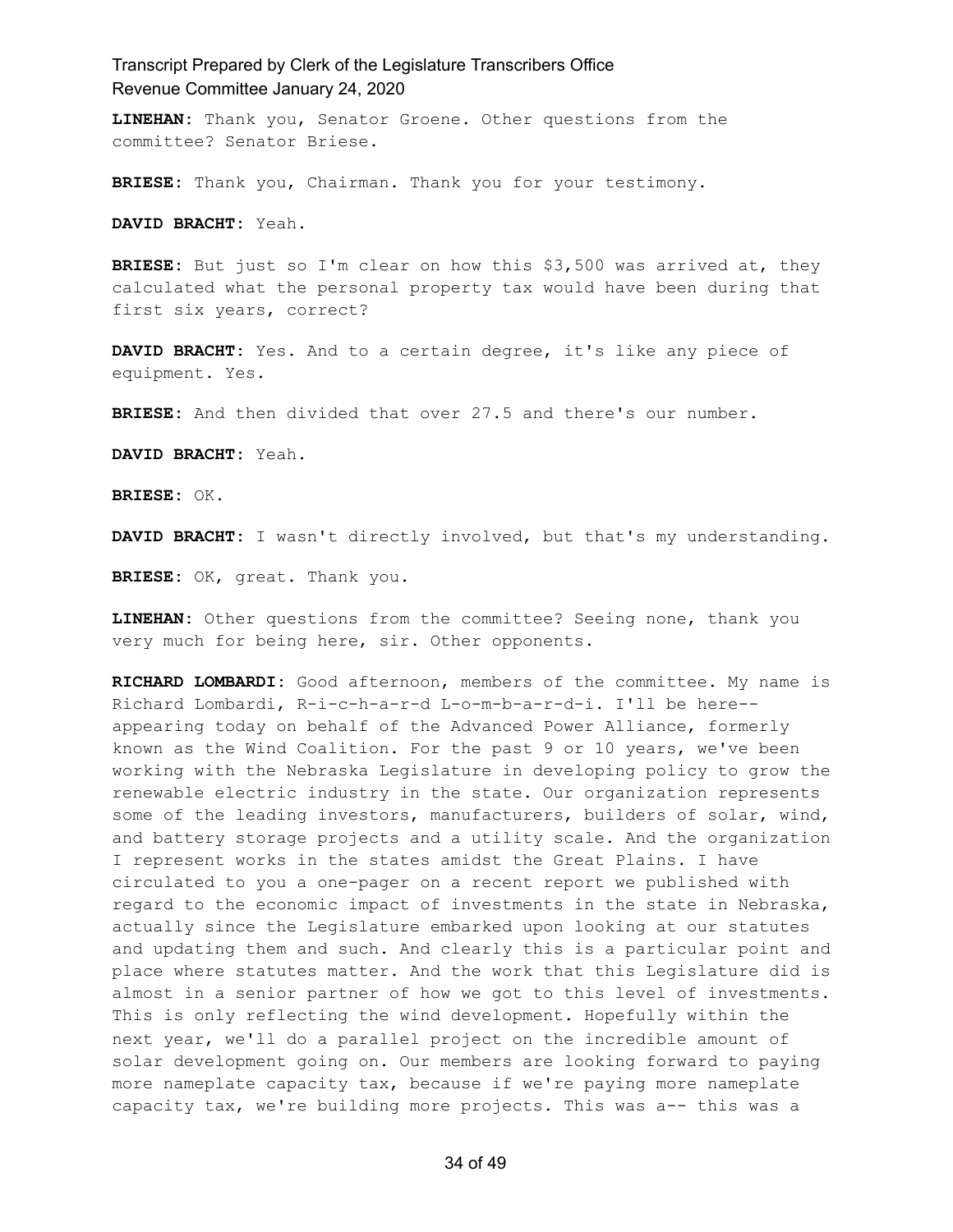**LINEHAN:** Thank you, Senator Groene. Other questions from the committee? Senator Briese.

**BRIESE:** Thank you, Chairman. Thank you for your testimony.

**DAVID BRACHT:** Yeah.

**BRIESE:** But just so I'm clear on how this $3,500 was arrived at, they calculated what the personal property tax would have been during that first six years, correct?

**DAVID BRACHT:** Yes. And to a certain degree, it's like any piece of equipment. Yes.

**BRIESE:** And then divided that over 27.5 and there's our number.

**DAVID BRACHT:** Yeah.

**BRIESE:** OK.

**DAVID BRACHT:** I wasn't directly involved, but that's my understanding.

**BRIESE:** OK, great. Thank you.

**LINEHAN:** Other questions from the committee? Seeing none, thank you very much for being here, sir. Other opponents.

**RICHARD LOMBARDI:** Good afternoon, members of the committee. My name is Richard Lombardi, R-i-c-h-a-r-d L-o-m-b-a-r-d-i. I'll be here-- appearing today on behalf of the Advanced Power Alliance, formerly known as the Wind Coalition. For the past 9 or 10 years, we've been working with the Nebraska Legislature in developing policy to grow the renewable electric industry in the state. Our organization represents some of the leading investors, manufacturers, builders of solar, wind, and battery storage projects and a utility scale. And the organization I represent works in the states amidst the Great Plains. I have circulated to you a one-pager on a recent report we published with regard to the economic impact of investments in the state in Nebraska, actually since the Legislature embarked upon looking at our statutes and updating them and such. And clearly this is a particular point and place where statutes matter. And the work that this Legislature did is almost in a senior partner of how we got to this level of investments. This is only reflecting the wind development. Hopefully within the next year, we'll do a parallel project on the incredible amount of solar development going on. Our members are looking forward to paying more nameplate capacity tax, because if we're paying more nameplate capacity tax, we're building more projects. This was a-- this was a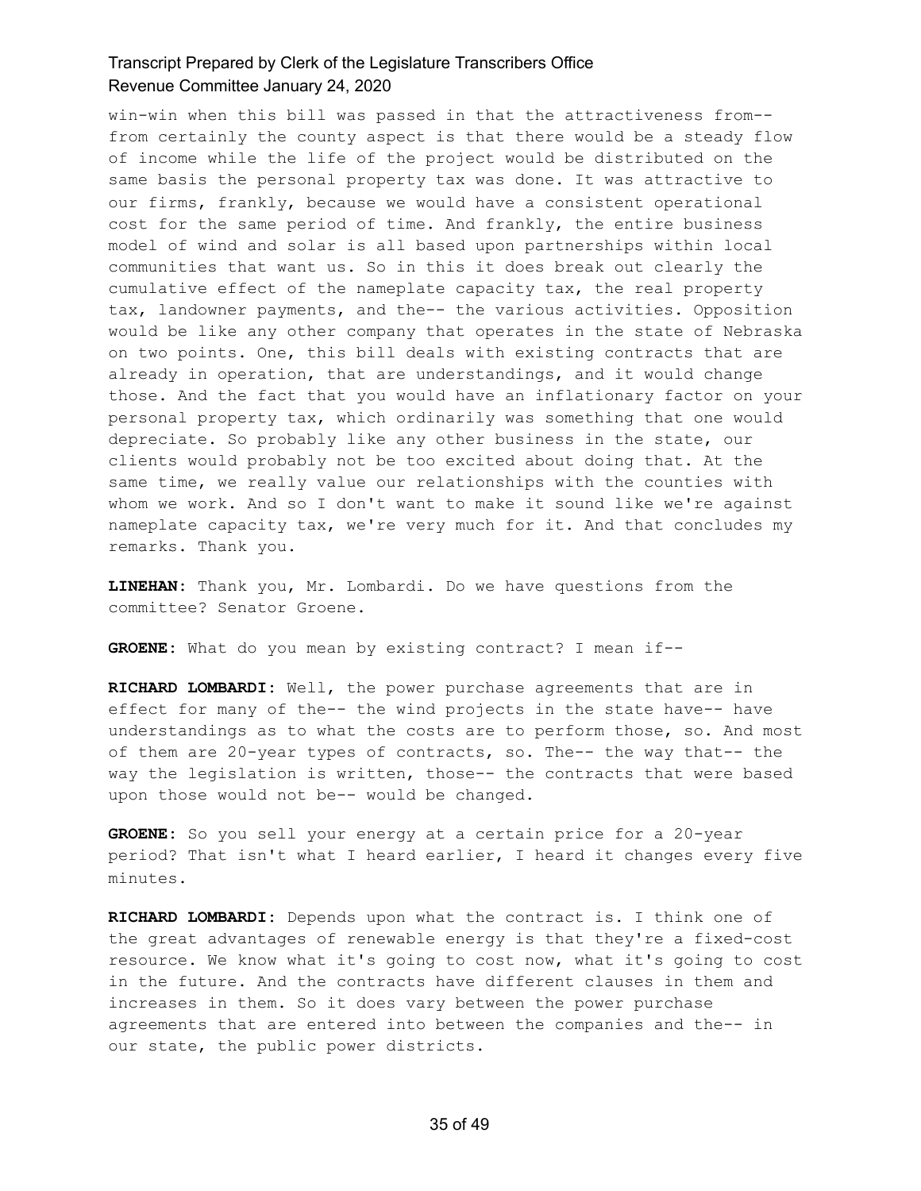win-win when this bill was passed in that the attractiveness from-- from certainly the county aspect is that there would be a steady flow of income while the life of the project would be distributed on the same basis the personal property tax was done. It was attractive to our firms, frankly, because we would have a consistent operational cost for the same period of time. And frankly, the entire business model of wind and solar is all based upon partnerships within local communities that want us. So in this it does break out clearly the cumulative effect of the nameplate capacity tax, the real property tax, landowner payments, and the-- the various activities. Opposition would be like any other company that operates in the state of Nebraska on two points. One, this bill deals with existing contracts that are already in operation, that are understandings, and it would change those. And the fact that you would have an inflationary factor on your personal property tax, which ordinarily was something that one would depreciate. So probably like any other business in the state, our clients would probably not be too excited about doing that. At the same time, we really value our relationships with the counties with whom we work. And so I don't want to make it sound like we're against nameplate capacity tax, we're very much for it. And that concludes my remarks. Thank you.

**LINEHAN:** Thank you, Mr. Lombardi. Do we have questions from the committee? Senator Groene.

**GROENE:** What do you mean by existing contract? I mean if--

**RICHARD LOMBARDI:** Well, the power purchase agreements that are in effect for many of the-- the wind projects in the state have-- have understandings as to what the costs are to perform those, so. And most of them are 20-year types of contracts, so. The-- the way that-- the way the legislation is written, those-- the contracts that were based upon those would not be-- would be changed.

**GROENE:** So you sell your energy at a certain price for a 20-year period? That isn't what I heard earlier, I heard it changes every five minutes.

**RICHARD LOMBARDI:** Depends upon what the contract is. I think one of the great advantages of renewable energy is that they're a fixed-cost resource. We know what it's going to cost now, what it's going to cost in the future. And the contracts have different clauses in them and increases in them. So it does vary between the power purchase agreements that are entered into between the companies and the-- in our state, the public power districts.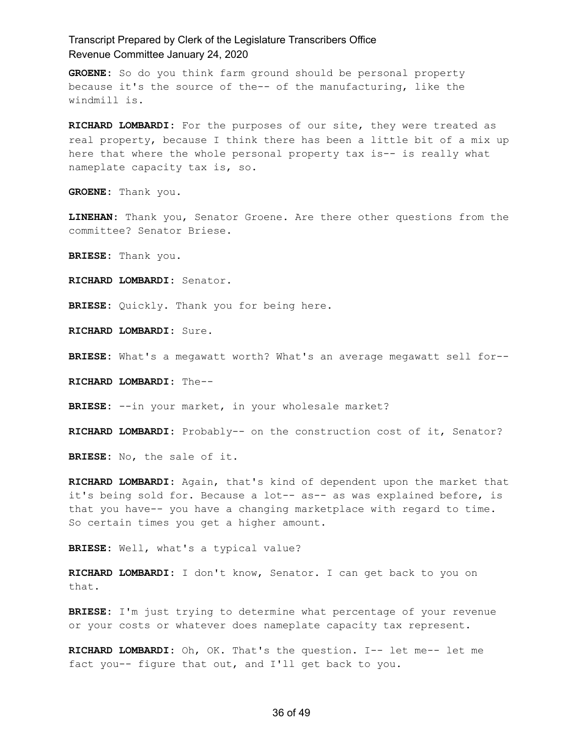**GROENE:** So do you think farm ground should be personal property because it's the source of the-- of the manufacturing, like the windmill is.

**RICHARD LOMBARDI:** For the purposes of our site, they were treated as real property, because I think there has been a little bit of a mix up here that where the whole personal property tax is-- is really what nameplate capacity tax is, so.

**GROENE:** Thank you.

**LINEHAN:** Thank you, Senator Groene. Are there other questions from the committee? Senator Briese.

**BRIESE:** Thank you.

**RICHARD LOMBARDI:** Senator.

**BRIESE:** Quickly. Thank you for being here.

**RICHARD LOMBARDI:** Sure.

**BRIESE:** What's a megawatt worth? What's an average megawatt sell for--

**RICHARD LOMBARDI:** The--

**BRIESE:** --in your market, in your wholesale market?

**RICHARD LOMBARDI:** Probably-- on the construction cost of it, Senator?

**BRIESE:** No, the sale of it.

**RICHARD LOMBARDI:** Again, that's kind of dependent upon the market that it's being sold for. Because a lot-- as-- as was explained before, is that you have-- you have a changing marketplace with regard to time. So certain times you get a higher amount.

**BRIESE:** Well, what's a typical value?

**RICHARD LOMBARDI:** I don't know, Senator. I can get back to you on that.

**BRIESE:** I'm just trying to determine what percentage of your revenue or your costs or whatever does nameplate capacity tax represent.

**RICHARD LOMBARDI:** Oh, OK. That's the question. I-- let me-- let me fact you-- figure that out, and I'll get back to you.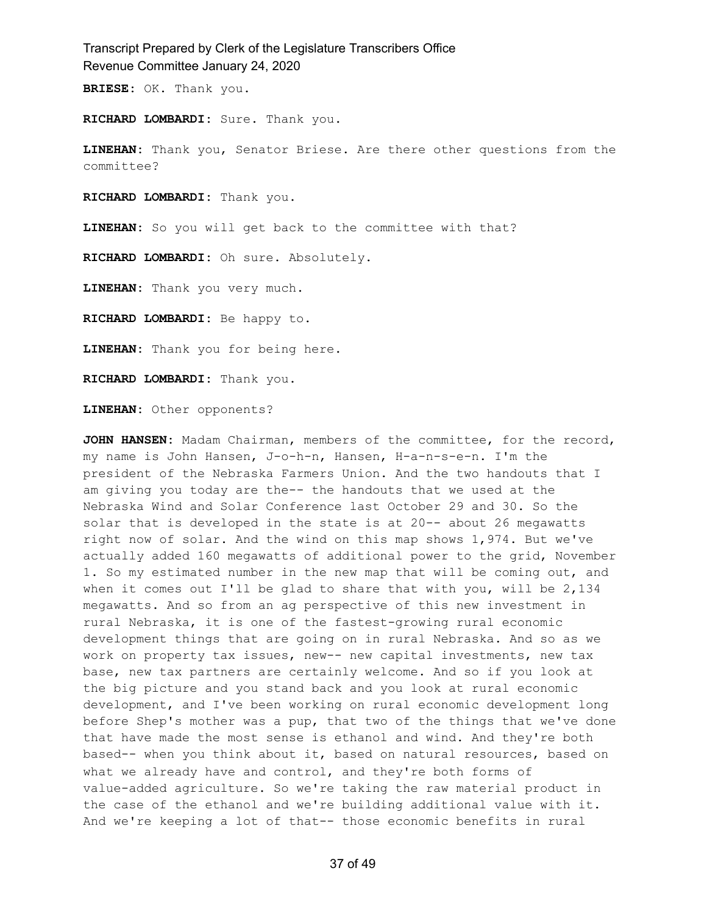**BRIESE:** OK. Thank you.

**RICHARD LOMBARDI:** Sure. Thank you.

**LINEHAN:** Thank you, Senator Briese. Are there other questions from the committee?

**RICHARD LOMBARDI:** Thank you.

**LINEHAN:** So you will get back to the committee with that?

**RICHARD LOMBARDI:** Oh sure. Absolutely.

**LINEHAN:** Thank you very much.

**RICHARD LOMBARDI:** Be happy to.

**LINEHAN:** Thank you for being here.

**RICHARD LOMBARDI:** Thank you.

**LINEHAN:** Other opponents?

**JOHN HANSEN:** Madam Chairman, members of the committee, for the record, my name is John Hansen, J-o-h-n, Hansen, H-a-n-s-e-n. I'm the president of the Nebraska Farmers Union. And the two handouts that I am giving you today are the-- the handouts that we used at the Nebraska Wind and Solar Conference last October 29 and 30. So the solar that is developed in the state is at 20-- about 26 megawatts right now of solar. And the wind on this map shows 1,974. But we've actually added 160 megawatts of additional power to the grid, November 1. So my estimated number in the new map that will be coming out, and when it comes out I'll be glad to share that with you, will be 2,134 megawatts. And so from an ag perspective of this new investment in rural Nebraska, it is one of the fastest-growing rural economic development things that are going on in rural Nebraska. And so as we work on property tax issues, new-- new capital investments, new tax base, new tax partners are certainly welcome. And so if you look at the big picture and you stand back and you look at rural economic development, and I've been working on rural economic development long before Shep's mother was a pup, that two of the things that we've done that have made the most sense is ethanol and wind. And they're both based-- when you think about it, based on natural resources, based on what we already have and control, and they're both forms of value-added agriculture. So we're taking the raw material product in the case of the ethanol and we're building additional value with it. And we're keeping a lot of that-- those economic benefits in rural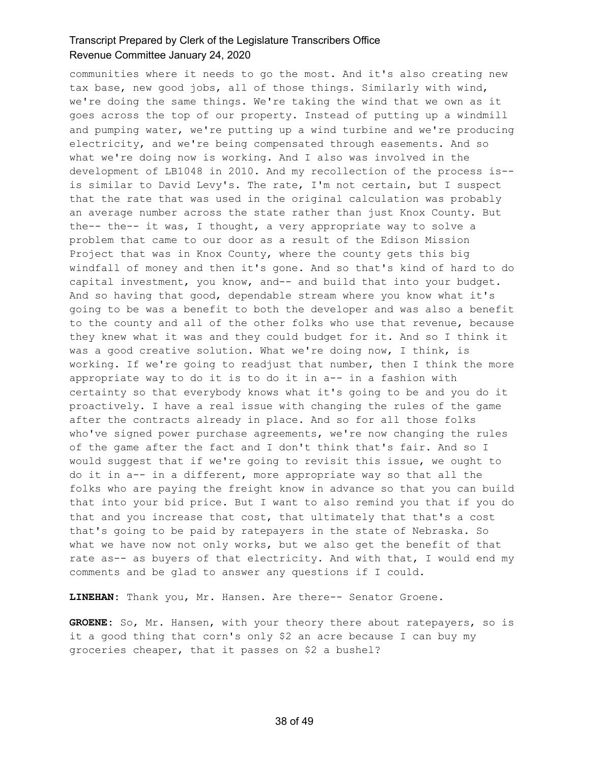communities where it needs to go the most. And it's also creating new tax base, new good jobs, all of those things. Similarly with wind, we're doing the same things. We're taking the wind that we own as it goes across the top of our property. Instead of putting up a windmill and pumping water, we're putting up a wind turbine and we're producing electricity, and we're being compensated through easements. And so what we're doing now is working. And I also was involved in the development of LB1048 in 2010. And my recollection of the process is-- is similar to David Levy's. The rate, I'm not certain, but I suspect that the rate that was used in the original calculation was probably an average number across the state rather than just Knox County. But the-- the-- it was, I thought, a very appropriate way to solve a problem that came to our door as a result of the Edison Mission Project that was in Knox County, where the county gets this big windfall of money and then it's gone. And so that's kind of hard to do capital investment, you know, and-- and build that into your budget. And so having that good, dependable stream where you know what it's going to be was a benefit to both the developer and was also a benefit to the county and all of the other folks who use that revenue, because they knew what it was and they could budget for it. And so I think it was a good creative solution. What we're doing now, I think, is working. If we're going to readjust that number, then I think the more appropriate way to do it is to do it in a-- in a fashion with certainty so that everybody knows what it's going to be and you do it proactively. I have a real issue with changing the rules of the game after the contracts already in place. And so for all those folks who've signed power purchase agreements, we're now changing the rules of the game after the fact and I don't think that's fair. And so I would suggest that if we're going to revisit this issue, we ought to do it in a-- in a different, more appropriate way so that all the folks who are paying the freight know in advance so that you can build that into your bid price. But I want to also remind you that if you do that and you increase that cost, that ultimately that that's a cost that's going to be paid by ratepayers in the state of Nebraska. So what we have now not only works, but we also get the benefit of that rate as-- as buyers of that electricity. And with that, I would end my comments and be glad to answer any questions if I could.

**LINEHAN:** Thank you, Mr. Hansen. Are there-- Senator Groene.

**GROENE:** So, Mr. Hansen, with your theory there about ratepayers, so is it a good thing that corn's only $2 an acre because I can buy my groceries cheaper, that it passes on $2 a bushel?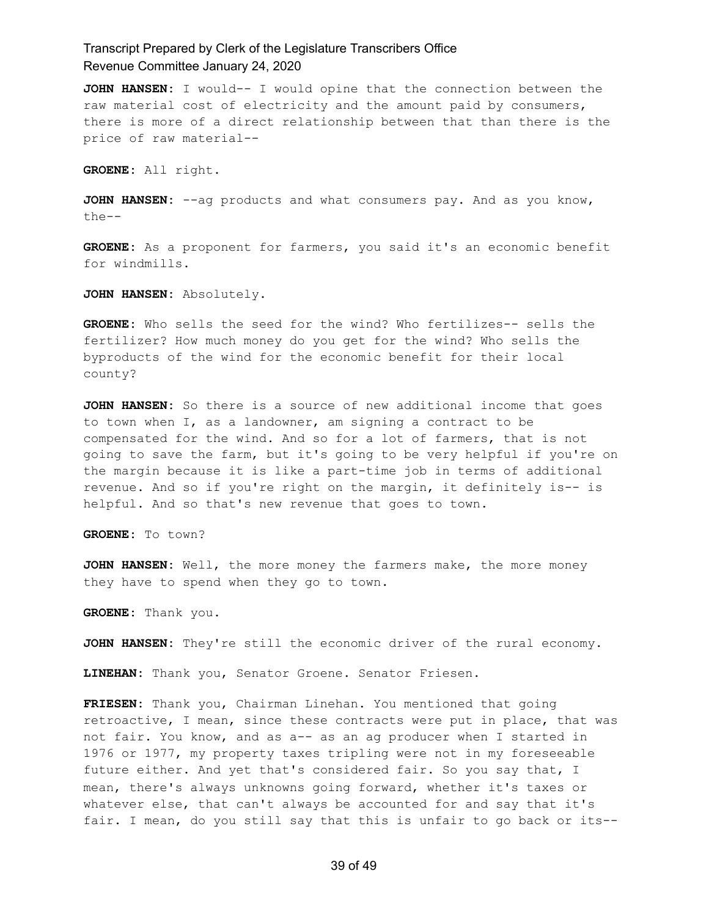**JOHN HANSEN:** I would-- I would opine that the connection between the raw material cost of electricity and the amount paid by consumers, there is more of a direct relationship between that than there is the price of raw material--

**GROENE:** All right.

**JOHN HANSEN:** --ag products and what consumers pay. And as you know, the--

**GROENE:** As a proponent for farmers, you said it's an economic benefit for windmills.

**JOHN HANSEN:** Absolutely.

**GROENE:** Who sells the seed for the wind? Who fertilizes-- sells the fertilizer? How much money do you get for the wind? Who sells the byproducts of the wind for the economic benefit for their local county?

**JOHN HANSEN:** So there is a source of new additional income that goes to town when I, as a landowner, am signing a contract to be compensated for the wind. And so for a lot of farmers, that is not going to save the farm, but it's going to be very helpful if you're on the margin because it is like a part-time job in terms of additional revenue. And so if you're right on the margin, it definitely is-- is helpful. And so that's new revenue that goes to town.

**GROENE:** To town?

**JOHN HANSEN:** Well, the more money the farmers make, the more money they have to spend when they go to town.

**GROENE:** Thank you.

**JOHN HANSEN:** They're still the economic driver of the rural economy.

**LINEHAN:** Thank you, Senator Groene. Senator Friesen.

**FRIESEN:** Thank you, Chairman Linehan. You mentioned that going retroactive, I mean, since these contracts were put in place, that was not fair. You know, and as a-- as an ag producer when I started in 1976 or 1977, my property taxes tripling were not in my foreseeable future either. And yet that's considered fair. So you say that, I mean, there's always unknowns going forward, whether it's taxes or whatever else, that can't always be accounted for and say that it's fair. I mean, do you still say that this is unfair to go back or its--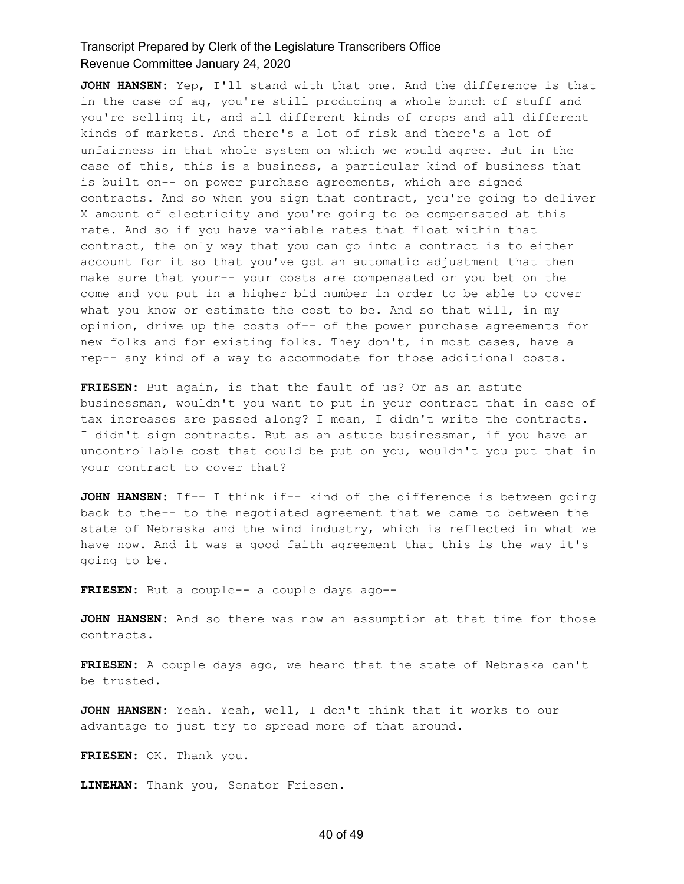**JOHN HANSEN:** Yep, I'll stand with that one. And the difference is that in the case of ag, you're still producing a whole bunch of stuff and you're selling it, and all different kinds of crops and all different kinds of markets. And there's a lot of risk and there's a lot of unfairness in that whole system on which we would agree. But in the case of this, this is a business, a particular kind of business that is built on-- on power purchase agreements, which are signed contracts. And so when you sign that contract, you're going to deliver X amount of electricity and you're going to be compensated at this rate. And so if you have variable rates that float within that contract, the only way that you can go into a contract is to either account for it so that you've got an automatic adjustment that then make sure that your-- your costs are compensated or you bet on the come and you put in a higher bid number in order to be able to cover what you know or estimate the cost to be. And so that will, in my opinion, drive up the costs of-- of the power purchase agreements for new folks and for existing folks. They don't, in most cases, have a rep-- any kind of a way to accommodate for those additional costs.

**FRIESEN:** But again, is that the fault of us? Or as an astute businessman, wouldn't you want to put in your contract that in case of tax increases are passed along? I mean, I didn't write the contracts. I didn't sign contracts. But as an astute businessman, if you have an uncontrollable cost that could be put on you, wouldn't you put that in your contract to cover that?

**JOHN HANSEN:** If-- I think if-- kind of the difference is between going back to the-- to the negotiated agreement that we came to between the state of Nebraska and the wind industry, which is reflected in what we have now. And it was a good faith agreement that this is the way it's going to be.

**FRIESEN:** But a couple-- a couple days ago--

**JOHN HANSEN:** And so there was now an assumption at that time for those contracts.

**FRIESEN:** A couple days ago, we heard that the state of Nebraska can't be trusted.

**JOHN HANSEN:** Yeah. Yeah, well, I don't think that it works to our advantage to just try to spread more of that around.

**FRIESEN:** OK. Thank you.

**LINEHAN:** Thank you, Senator Friesen.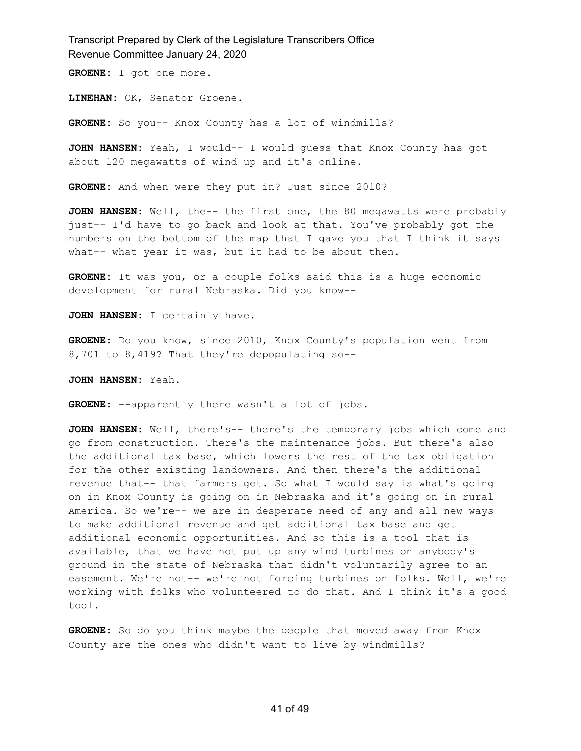**GROENE:** I got one more.

**LINEHAN:** OK, Senator Groene.

**GROENE:** So you-- Knox County has a lot of windmills?

**JOHN HANSEN:** Yeah, I would-- I would guess that Knox County has got about 120 megawatts of wind up and it's online.

**GROENE:** And when were they put in? Just since 2010?

**JOHN HANSEN:** Well, the-- the first one, the 80 megawatts were probably just-- I'd have to go back and look at that. You've probably got the numbers on the bottom of the map that I gave you that I think it says what-- what year it was, but it had to be about then.

**GROENE:** It was you, or a couple folks said this is a huge economic development for rural Nebraska. Did you know--

**JOHN HANSEN:** I certainly have.

**GROENE:** Do you know, since 2010, Knox County's population went from 8,701 to 8,419? That they're depopulating so--

**JOHN HANSEN:** Yeah.

**GROENE:** --apparently there wasn't a lot of jobs.

**JOHN HANSEN:** Well, there's-- there's the temporary jobs which come and go from construction. There's the maintenance jobs. But there's also the additional tax base, which lowers the rest of the tax obligation for the other existing landowners. And then there's the additional revenue that-- that farmers get. So what I would say is what's going on in Knox County is going on in Nebraska and it's going on in rural America. So we're-- we are in desperate need of any and all new ways to make additional revenue and get additional tax base and get additional economic opportunities. And so this is a tool that is available, that we have not put up any wind turbines on anybody's ground in the state of Nebraska that didn't voluntarily agree to an easement. We're not-- we're not forcing turbines on folks. Well, we're working with folks who volunteered to do that. And I think it's a good tool.

**GROENE:** So do you think maybe the people that moved away from Knox County are the ones who didn't want to live by windmills?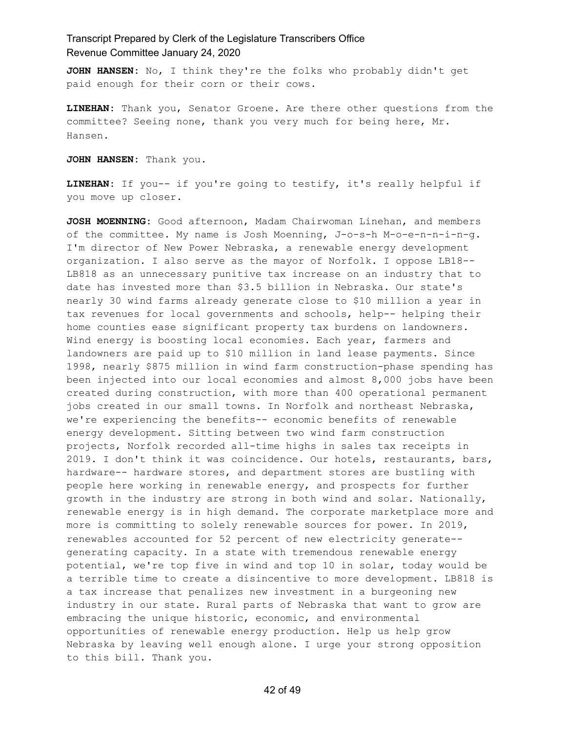**JOHN HANSEN:** No, I think they're the folks who probably didn't get paid enough for their corn or their cows.

**LINEHAN:** Thank you, Senator Groene. Are there other questions from the committee? Seeing none, thank you very much for being here, Mr. Hansen.

**JOHN HANSEN:** Thank you.

**LINEHAN:** If you-- if you're going to testify, it's really helpful if you move up closer.

**JOSH MOENNING:** Good afternoon, Madam Chairwoman Linehan, and members of the committee. My name is Josh Moenning, J-o-s-h M-o-e-n-n-i-n-g. I'm director of New Power Nebraska, a renewable energy development organization. I also serve as the mayor of Norfolk. I oppose LB18-- LB818 as an unnecessary punitive tax increase on an industry that to date has invested more than $3.5 billion in Nebraska. Our state's nearly 30 wind farms already generate close to $10 million a year in tax revenues for local governments and schools, help-- helping their home counties ease significant property tax burdens on landowners. Wind energy is boosting local economies. Each year, farmers and landowners are paid up to $10 million in land lease payments. Since 1998, nearly $875 million in wind farm construction-phase spending has been injected into our local economies and almost 8,000 jobs have been created during construction, with more than 400 operational permanent jobs created in our small towns. In Norfolk and northeast Nebraska, we're experiencing the benefits-- economic benefits of renewable energy development. Sitting between two wind farm construction projects, Norfolk recorded all-time highs in sales tax receipts in 2019. I don't think it was coincidence. Our hotels, restaurants, bars, hardware-- hardware stores, and department stores are bustling with people here working in renewable energy, and prospects for further growth in the industry are strong in both wind and solar. Nationally, renewable energy is in high demand. The corporate marketplace more and more is committing to solely renewable sources for power. In 2019, renewables accounted for 52 percent of new electricity generate-- generating capacity. In a state with tremendous renewable energy potential, we're top five in wind and top 10 in solar, today would be a terrible time to create a disincentive to more development. LB818 is a tax increase that penalizes new investment in a burgeoning new industry in our state. Rural parts of Nebraska that want to grow are embracing the unique historic, economic, and environmental opportunities of renewable energy production. Help us help grow Nebraska by leaving well enough alone. I urge your strong opposition to this bill. Thank you.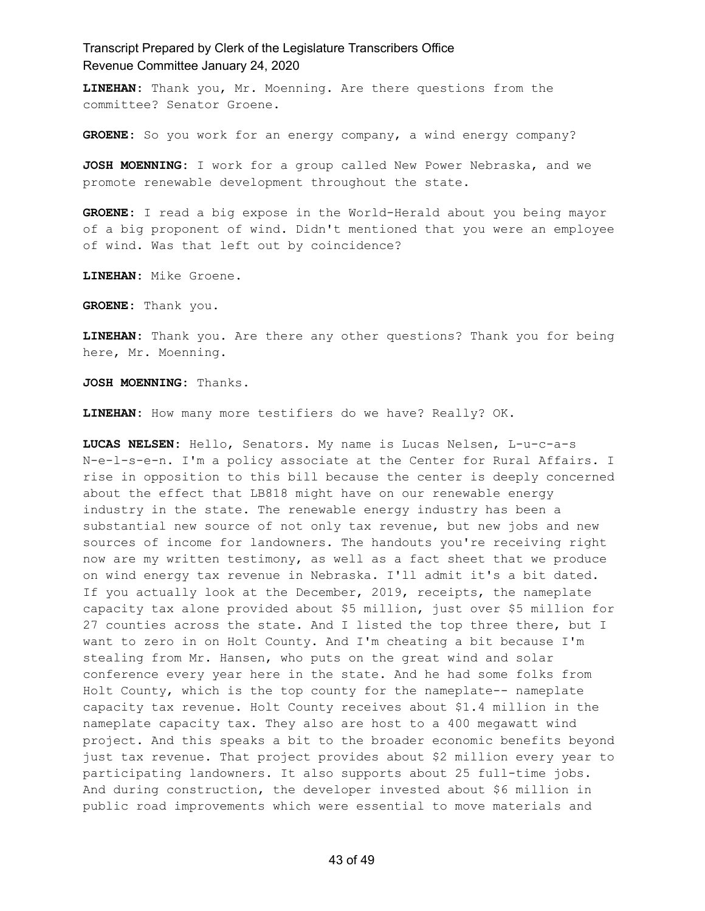**LINEHAN:** Thank you, Mr. Moenning. Are there questions from the committee? Senator Groene.

**GROENE:** So you work for an energy company, a wind energy company?

**JOSH MOENNING:** I work for a group called New Power Nebraska, and we promote renewable development throughout the state.

**GROENE:** I read a big expose in the World-Herald about you being mayor of a big proponent of wind. Didn't mentioned that you were an employee of wind. Was that left out by coincidence?

**LINEHAN:** Mike Groene.

**GROENE:** Thank you.

**LINEHAN:** Thank you. Are there any other questions? Thank you for being here, Mr. Moenning.

**JOSH MOENNING:** Thanks.

**LINEHAN:** How many more testifiers do we have? Really? OK.

**LUCAS NELSEN:** Hello, Senators. My name is Lucas Nelsen, L-u-c-a-s N-e-l-s-e-n. I'm a policy associate at the Center for Rural Affairs. I rise in opposition to this bill because the center is deeply concerned about the effect that LB818 might have on our renewable energy industry in the state. The renewable energy industry has been a substantial new source of not only tax revenue, but new jobs and new sources of income for landowners. The handouts you're receiving right now are my written testimony, as well as a fact sheet that we produce on wind energy tax revenue in Nebraska. I'll admit it's a bit dated. If you actually look at the December, 2019, receipts, the nameplate capacity tax alone provided about $5 million, just over $5 million for 27 counties across the state. And I listed the top three there, but I want to zero in on Holt County. And I'm cheating a bit because I'm stealing from Mr. Hansen, who puts on the great wind and solar conference every year here in the state. And he had some folks from Holt County, which is the top county for the nameplate-- nameplate capacity tax revenue. Holt County receives about $1.4 million in the nameplate capacity tax. They also are host to a 400 megawatt wind project. And this speaks a bit to the broader economic benefits beyond just tax revenue. That project provides about $2 million every year to participating landowners. It also supports about 25 full-time jobs. And during construction, the developer invested about $6 million in public road improvements which were essential to move materials and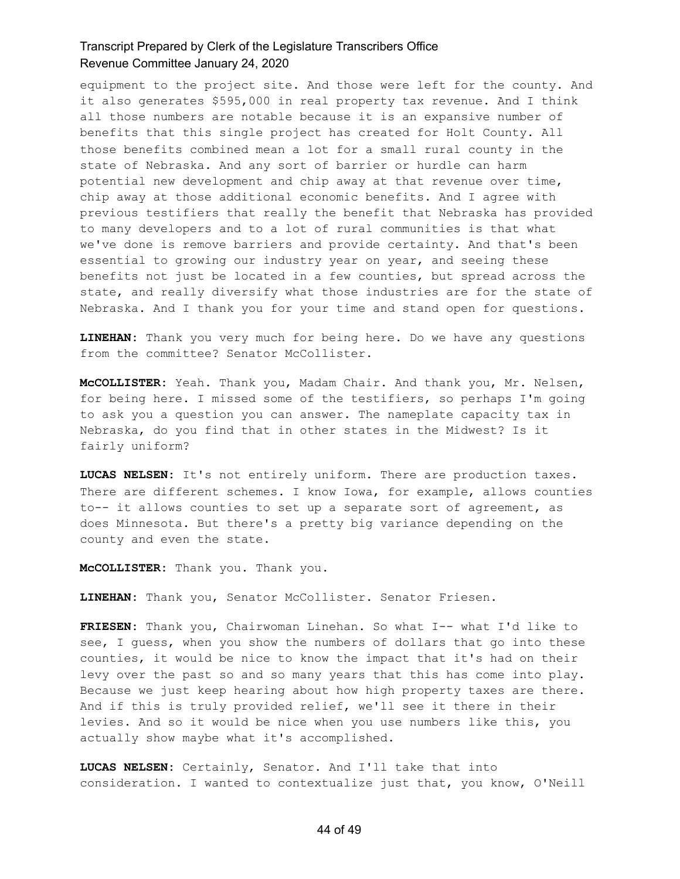equipment to the project site. And those were left for the county. And it also generates $595,000 in real property tax revenue. And I think all those numbers are notable because it is an expansive number of benefits that this single project has created for Holt County. All those benefits combined mean a lot for a small rural county in the state of Nebraska. And any sort of barrier or hurdle can harm potential new development and chip away at that revenue over time, chip away at those additional economic benefits. And I agree with previous testifiers that really the benefit that Nebraska has provided to many developers and to a lot of rural communities is that what we've done is remove barriers and provide certainty. And that's been essential to growing our industry year on year, and seeing these benefits not just be located in a few counties, but spread across the state, and really diversify what those industries are for the state of Nebraska. And I thank you for your time and stand open for questions.

**LINEHAN:** Thank you very much for being here. Do we have any questions from the committee? Senator McCollister.

**McCOLLISTER:** Yeah. Thank you, Madam Chair. And thank you, Mr. Nelsen, for being here. I missed some of the testifiers, so perhaps I'm going to ask you a question you can answer. The nameplate capacity tax in Nebraska, do you find that in other states in the Midwest? Is it fairly uniform?

**LUCAS NELSEN:** It's not entirely uniform. There are production taxes. There are different schemes. I know Iowa, for example, allows counties to-- it allows counties to set up a separate sort of agreement, as does Minnesota. But there's a pretty big variance depending on the county and even the state.

**McCOLLISTER:** Thank you. Thank you.

**LINEHAN:** Thank you, Senator McCollister. Senator Friesen.

**FRIESEN:** Thank you, Chairwoman Linehan. So what I-- what I'd like to see, I guess, when you show the numbers of dollars that go into these counties, it would be nice to know the impact that it's had on their levy over the past so and so many years that this has come into play. Because we just keep hearing about how high property taxes are there. And if this is truly provided relief, we'll see it there in their levies. And so it would be nice when you use numbers like this, you actually show maybe what it's accomplished.

**LUCAS NELSEN:** Certainly, Senator. And I'll take that into consideration. I wanted to contextualize just that, you know, O'Neill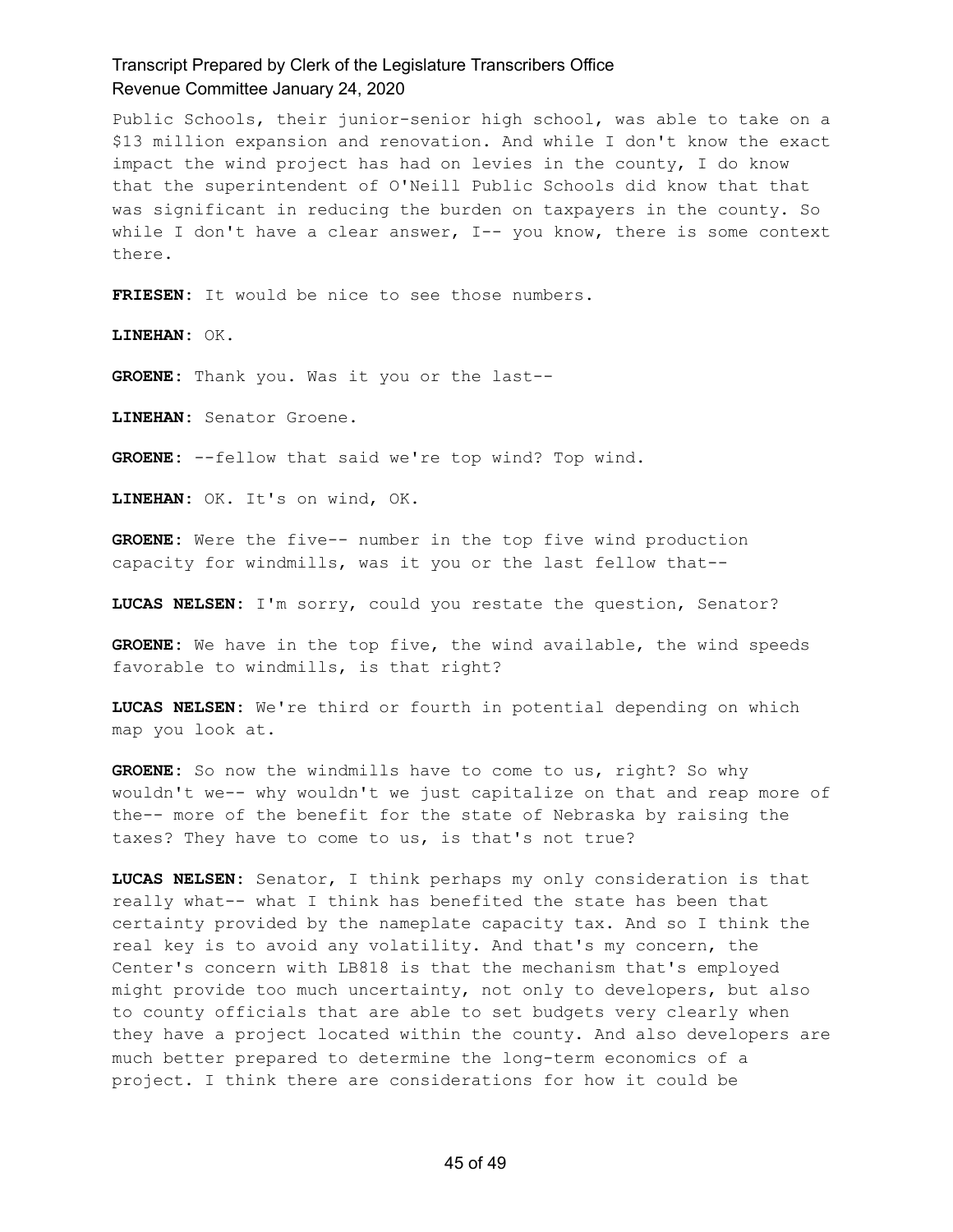Public Schools, their junior-senior high school, was able to take on a $13 million expansion and renovation. And while I don't know the exact impact the wind project has had on levies in the county, I do know that the superintendent of O'Neill Public Schools did know that that was significant in reducing the burden on taxpayers in the county. So while I don't have a clear answer, I-- you know, there is some context there.

**FRIESEN:** It would be nice to see those numbers.

**LINEHAN:** OK.

**GROENE:** Thank you. Was it you or the last--

**LINEHAN:** Senator Groene.

**GROENE:** --fellow that said we're top wind? Top wind.

**LINEHAN:** OK. It's on wind, OK.

**GROENE:** Were the five-- number in the top five wind production capacity for windmills, was it you or the last fellow that--

**LUCAS NELSEN:** I'm sorry, could you restate the question, Senator?

**GROENE:** We have in the top five, the wind available, the wind speeds favorable to windmills, is that right?

**LUCAS NELSEN:** We're third or fourth in potential depending on which map you look at.

**GROENE:** So now the windmills have to come to us, right? So why wouldn't we-- why wouldn't we just capitalize on that and reap more of the-- more of the benefit for the state of Nebraska by raising the taxes? They have to come to us, is that's not true?

**LUCAS NELSEN:** Senator, I think perhaps my only consideration is that really what-- what I think has benefited the state has been that certainty provided by the nameplate capacity tax. And so I think the real key is to avoid any volatility. And that's my concern, the Center's concern with LB818 is that the mechanism that's employed might provide too much uncertainty, not only to developers, but also to county officials that are able to set budgets very clearly when they have a project located within the county. And also developers are much better prepared to determine the long-term economics of a project. I think there are considerations for how it could be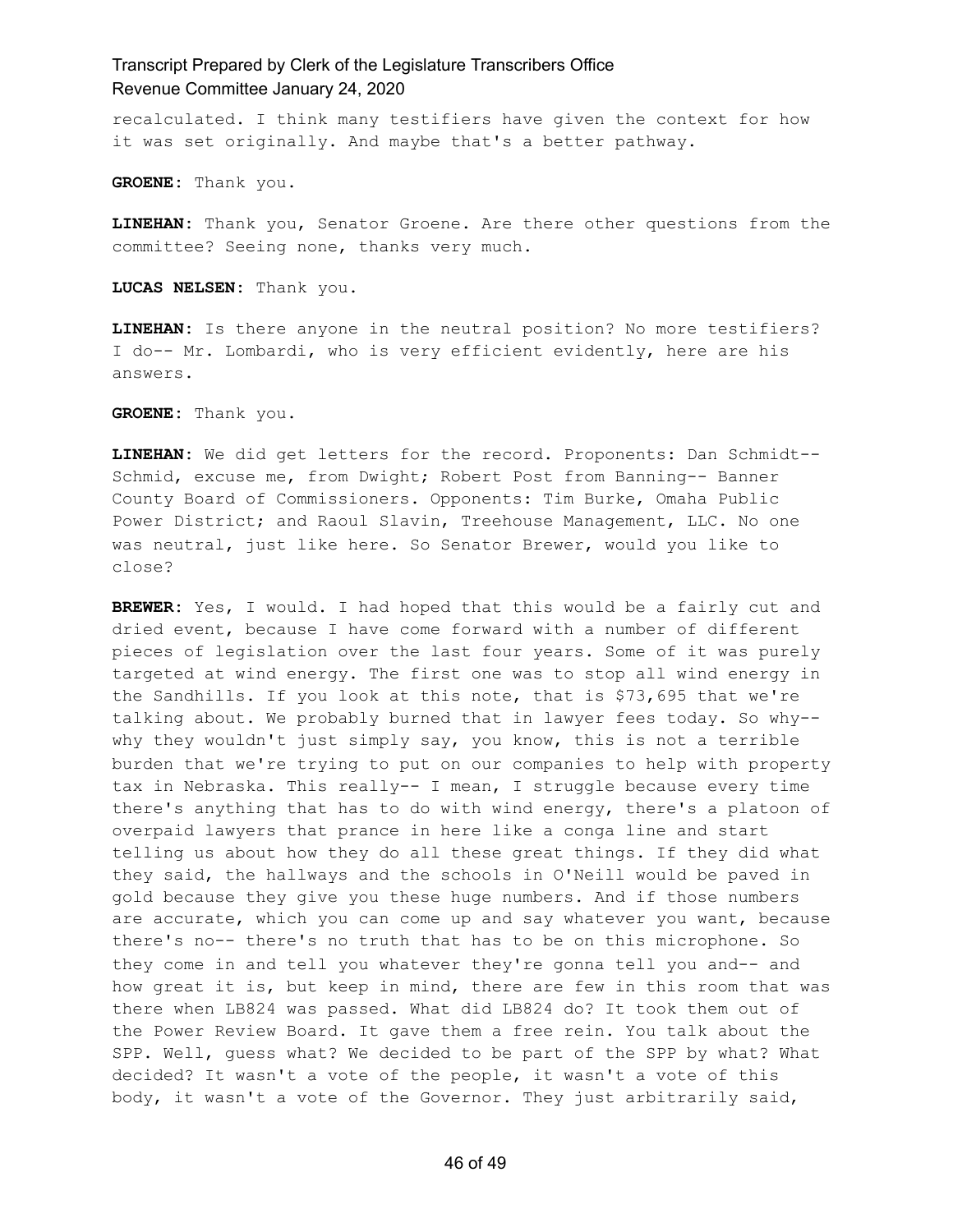recalculated. I think many testifiers have given the context for how it was set originally. And maybe that's a better pathway.

**GROENE:** Thank you.

**LINEHAN:** Thank you, Senator Groene. Are there other questions from the committee? Seeing none, thanks very much.

**LUCAS NELSEN:** Thank you.

**LINEHAN:** Is there anyone in the neutral position? No more testifiers? I do-- Mr. Lombardi, who is very efficient evidently, here are his answers.

**GROENE:** Thank you.

**LINEHAN:** We did get letters for the record. Proponents: Dan Schmidt-- Schmid, excuse me, from Dwight; Robert Post from Banning-- Banner County Board of Commissioners. Opponents: Tim Burke, Omaha Public Power District; and Raoul Slavin, Treehouse Management, LLC. No one was neutral, just like here. So Senator Brewer, would you like to close?

**BREWER:** Yes, I would. I had hoped that this would be a fairly cut and dried event, because I have come forward with a number of different pieces of legislation over the last four years. Some of it was purely targeted at wind energy. The first one was to stop all wind energy in the Sandhills. If you look at this note, that is $73,695 that we're talking about. We probably burned that in lawyer fees today. So why-- why they wouldn't just simply say, you know, this is not a terrible burden that we're trying to put on our companies to help with property tax in Nebraska. This really-- I mean, I struggle because every time there's anything that has to do with wind energy, there's a platoon of overpaid lawyers that prance in here like a conga line and start telling us about how they do all these great things. If they did what they said, the hallways and the schools in O'Neill would be paved in gold because they give you these huge numbers. And if those numbers are accurate, which you can come up and say whatever you want, because there's no-- there's no truth that has to be on this microphone. So they come in and tell you whatever they're gonna tell you and-- and how great it is, but keep in mind, there are few in this room that was there when LB824 was passed. What did LB824 do? It took them out of the Power Review Board. It gave them a free rein. You talk about the SPP. Well, guess what? We decided to be part of the SPP by what? What decided? It wasn't a vote of the people, it wasn't a vote of this body, it wasn't a vote of the Governor. They just arbitrarily said,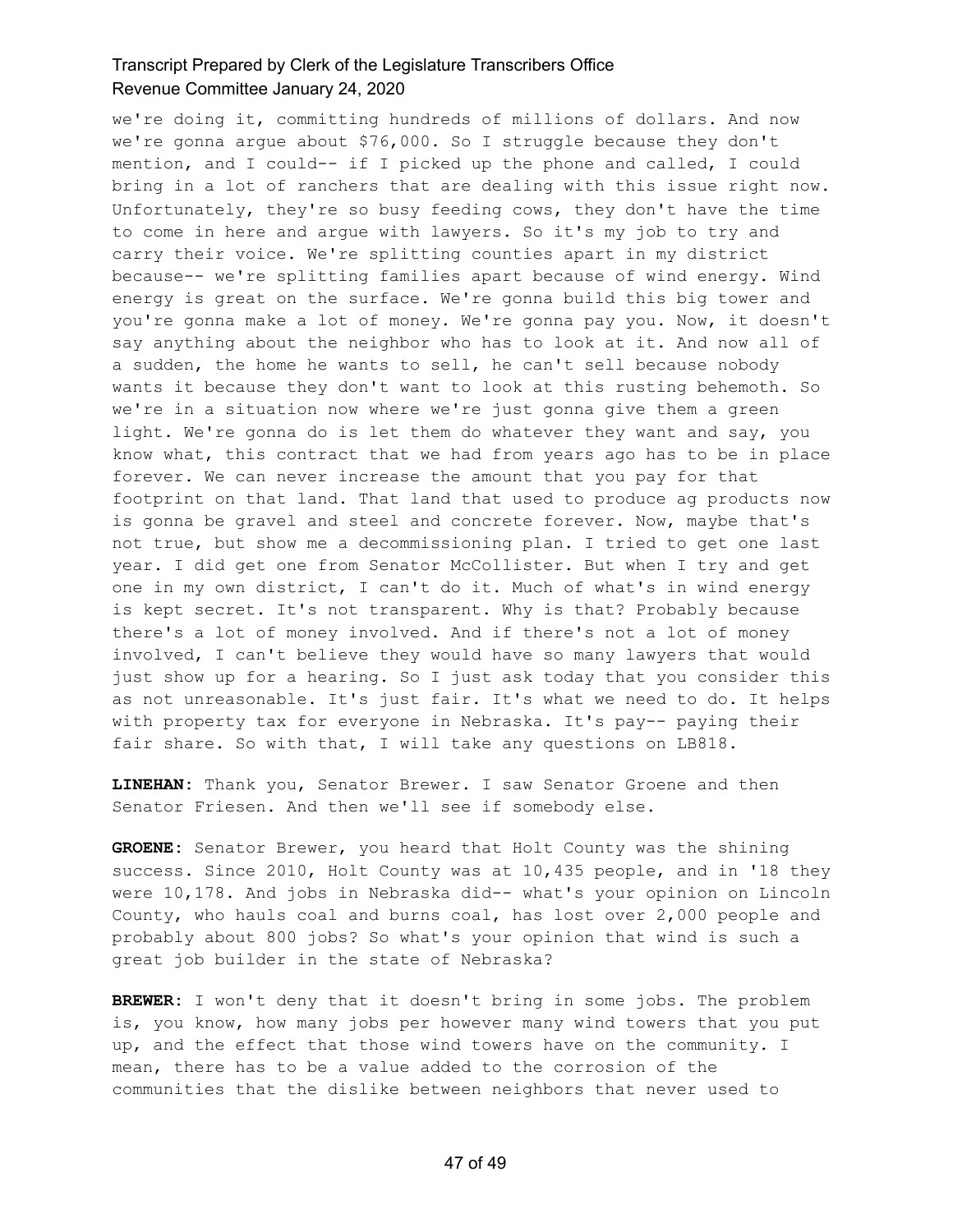we're doing it, committing hundreds of millions of dollars. And now we're gonna argue about $76,000. So I struggle because they don't mention, and I could-- if I picked up the phone and called, I could bring in a lot of ranchers that are dealing with this issue right now. Unfortunately, they're so busy feeding cows, they don't have the time to come in here and argue with lawyers. So it's my job to try and carry their voice. We're splitting counties apart in my district because-- we're splitting families apart because of wind energy. Wind energy is great on the surface. We're gonna build this big tower and you're gonna make a lot of money. We're gonna pay you. Now, it doesn't say anything about the neighbor who has to look at it. And now all of a sudden, the home he wants to sell, he can't sell because nobody wants it because they don't want to look at this rusting behemoth. So we're in a situation now where we're just gonna give them a green light. We're gonna do is let them do whatever they want and say, you know what, this contract that we had from years ago has to be in place forever. We can never increase the amount that you pay for that footprint on that land. That land that used to produce ag products now is gonna be gravel and steel and concrete forever. Now, maybe that's not true, but show me a decommissioning plan. I tried to get one last year. I did get one from Senator McCollister. But when I try and get one in my own district, I can't do it. Much of what's in wind energy is kept secret. It's not transparent. Why is that? Probably because there's a lot of money involved. And if there's not a lot of money involved, I can't believe they would have so many lawyers that would just show up for a hearing. So I just ask today that you consider this as not unreasonable. It's just fair. It's what we need to do. It helps with property tax for everyone in Nebraska. It's pay-- paying their fair share. So with that, I will take any questions on LB818.

**LINEHAN:** Thank you, Senator Brewer. I saw Senator Groene and then Senator Friesen. And then we'll see if somebody else.

**GROENE:** Senator Brewer, you heard that Holt County was the shining success. Since 2010, Holt County was at 10,435 people, and in '18 they were 10,178. And jobs in Nebraska did-- what's your opinion on Lincoln County, who hauls coal and burns coal, has lost over 2,000 people and probably about 800 jobs? So what's your opinion that wind is such a great job builder in the state of Nebraska?

**BREWER:** I won't deny that it doesn't bring in some jobs. The problem is, you know, how many jobs per however many wind towers that you put up, and the effect that those wind towers have on the community. I mean, there has to be a value added to the corrosion of the communities that the dislike between neighbors that never used to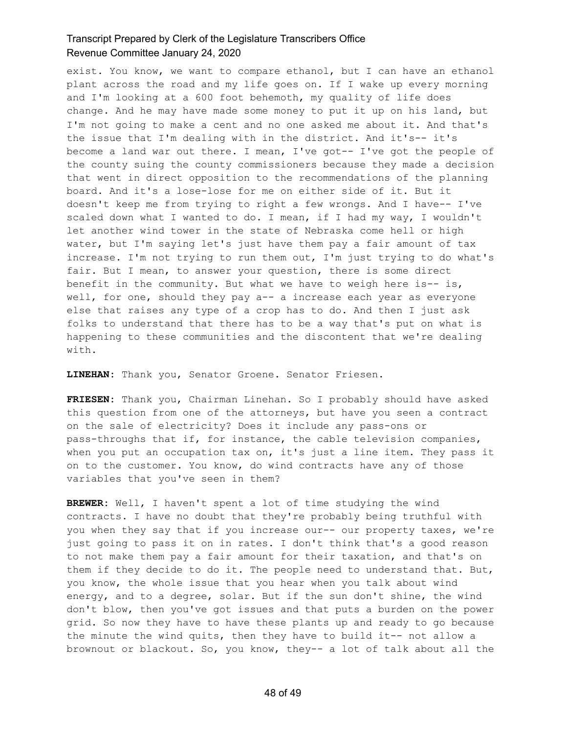exist. You know, we want to compare ethanol, but I can have an ethanol plant across the road and my life goes on. If I wake up every morning and I'm looking at a 600 foot behemoth, my quality of life does change. And he may have made some money to put it up on his land, but I'm not going to make a cent and no one asked me about it. And that's the issue that I'm dealing with in the district. And it's-- it's become a land war out there. I mean, I've got-- I've got the people of the county suing the county commissioners because they made a decision that went in direct opposition to the recommendations of the planning board. And it's a lose-lose for me on either side of it. But it doesn't keep me from trying to right a few wrongs. And I have-- I've scaled down what I wanted to do. I mean, if I had my way, I wouldn't let another wind tower in the state of Nebraska come hell or high water, but I'm saying let's just have them pay a fair amount of tax increase. I'm not trying to run them out, I'm just trying to do what's fair. But I mean, to answer your question, there is some direct benefit in the community. But what we have to weigh here is-- is, well, for one, should they pay a-- a increase each year as everyone else that raises any type of a crop has to do. And then I just ask folks to understand that there has to be a way that's put on what is happening to these communities and the discontent that we're dealing with.

**LINEHAN:** Thank you, Senator Groene. Senator Friesen.

**FRIESEN:** Thank you, Chairman Linehan. So I probably should have asked this question from one of the attorneys, but have you seen a contract on the sale of electricity? Does it include any pass-ons or pass-throughs that if, for instance, the cable television companies, when you put an occupation tax on, it's just a line item. They pass it on to the customer. You know, do wind contracts have any of those variables that you've seen in them?

**BREWER:** Well, I haven't spent a lot of time studying the wind contracts. I have no doubt that they're probably being truthful with you when they say that if you increase our-- our property taxes, we're just going to pass it on in rates. I don't think that's a good reason to not make them pay a fair amount for their taxation, and that's on them if they decide to do it. The people need to understand that. But, you know, the whole issue that you hear when you talk about wind energy, and to a degree, solar. But if the sun don't shine, the wind don't blow, then you've got issues and that puts a burden on the power grid. So now they have to have these plants up and ready to go because the minute the wind quits, then they have to build it-- not allow a brownout or blackout. So, you know, they-- a lot of talk about all the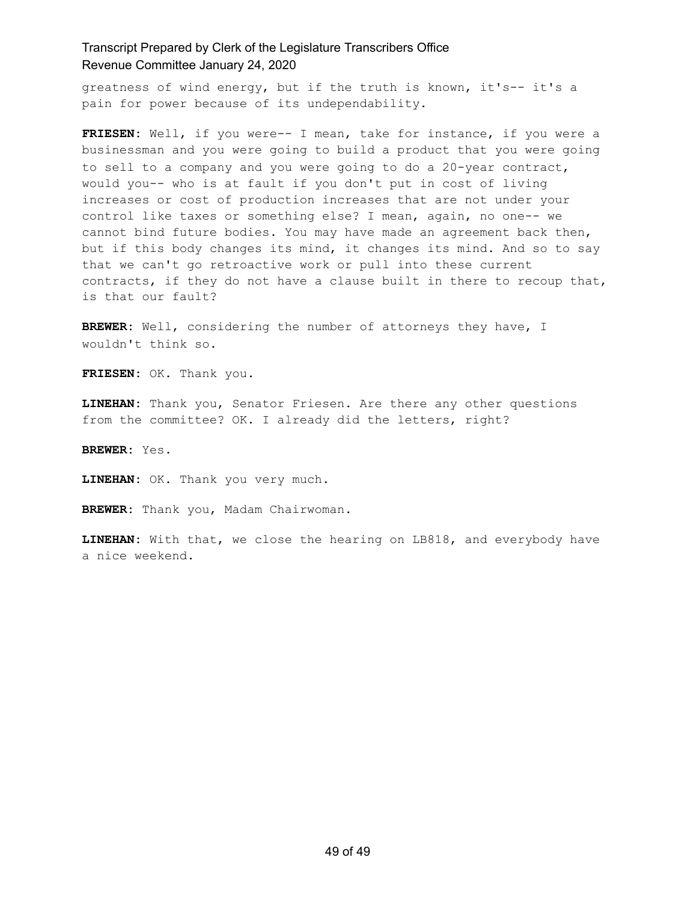greatness of wind energy, but if the truth is known, it's-- it's a pain for power because of its undependability.

**FRIESEN:** Well, if you were-- I mean, take for instance, if you were a businessman and you were going to build a product that you were going to sell to a company and you were going to do a 20-year contract, would you-- who is at fault if you don't put in cost of living increases or cost of production increases that are not under your control like taxes or something else? I mean, again, no one-- we cannot bind future bodies. You may have made an agreement back then, but if this body changes its mind, it changes its mind. And so to say that we can't go retroactive work or pull into these current contracts, if they do not have a clause built in there to recoup that, is that our fault?

**BREWER:** Well, considering the number of attorneys they have, I wouldn't think so.

**FRIESEN:** OK. Thank you.

**LINEHAN:** Thank you, Senator Friesen. Are there any other questions from the committee? OK. I already did the letters, right?

**BREWER:** Yes.

**LINEHAN:** OK. Thank you very much.

**BREWER:** Thank you, Madam Chairwoman.

**LINEHAN:** With that, we close the hearing on LB818, and everybody have a nice weekend.